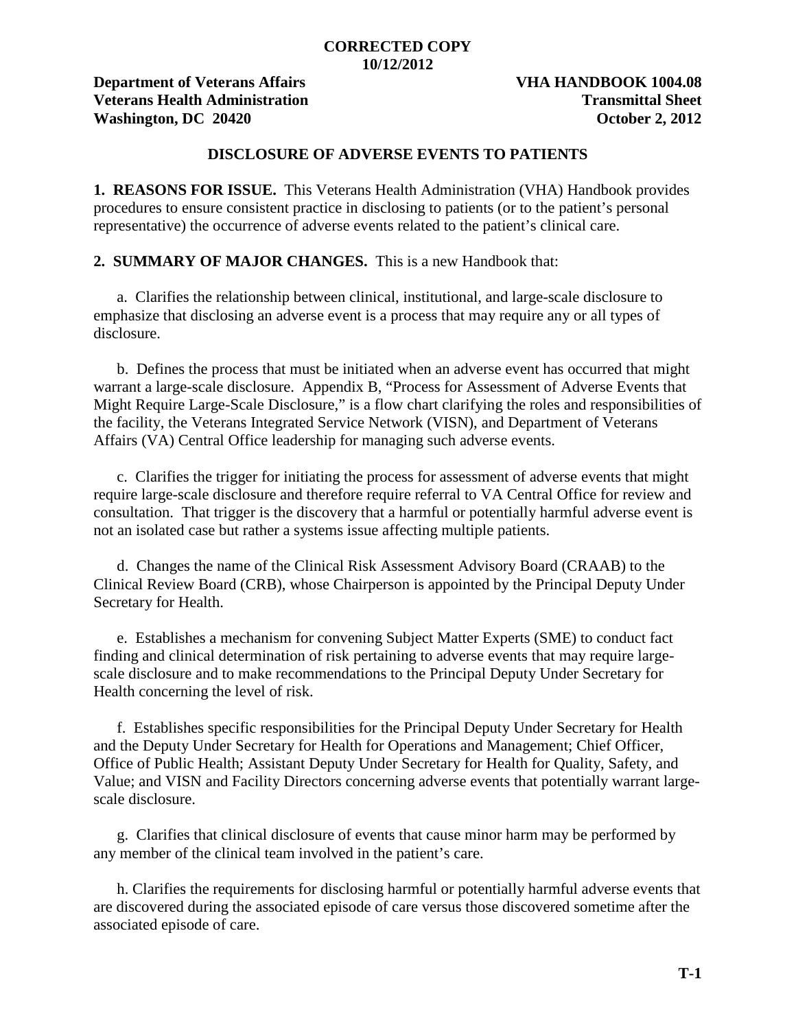**CORRECTED COPY**
**10/12/2012**

**Department of Veterans Affairs** **VHA HANDBOOK 1004.08**
**Veterans Health Administration** **Transmittal Sheet**
**Washington, DC 20420** **October 2, 2012**

## DISCLOSURE OF ADVERSE EVENTS TO PATIENTS

**1. REASONS FOR ISSUE.** This Veterans Health Administration (VHA) Handbook provides procedures to ensure consistent practice in disclosing to patients (or to the patient's personal representative) the occurrence of adverse events related to the patient's clinical care.

**2. SUMMARY OF MAJOR CHANGES.** This is a new Handbook that:

a. Clarifies the relationship between clinical, institutional, and large-scale disclosure to emphasize that disclosing an adverse event is a process that may require any or all types of disclosure.

b. Defines the process that must be initiated when an adverse event has occurred that might warrant a large-scale disclosure. Appendix B, "Process for Assessment of Adverse Events that Might Require Large-Scale Disclosure," is a flow chart clarifying the roles and responsibilities of the facility, the Veterans Integrated Service Network (VISN), and Department of Veterans Affairs (VA) Central Office leadership for managing such adverse events.

c. Clarifies the trigger for initiating the process for assessment of adverse events that might require large-scale disclosure and therefore require referral to VA Central Office for review and consultation. That trigger is the discovery that a harmful or potentially harmful adverse event is not an isolated case but rather a systems issue affecting multiple patients.

d. Changes the name of the Clinical Risk Assessment Advisory Board (CRAAB) to the Clinical Review Board (CRB), whose Chairperson is appointed by the Principal Deputy Under Secretary for Health.

e. Establishes a mechanism for convening Subject Matter Experts (SME) to conduct fact finding and clinical determination of risk pertaining to adverse events that may require large-scale disclosure and to make recommendations to the Principal Deputy Under Secretary for Health concerning the level of risk.

f. Establishes specific responsibilities for the Principal Deputy Under Secretary for Health and the Deputy Under Secretary for Health for Operations and Management; Chief Officer, Office of Public Health; Assistant Deputy Under Secretary for Health for Quality, Safety, and Value; and VISN and Facility Directors concerning adverse events that potentially warrant large-scale disclosure.

g. Clarifies that clinical disclosure of events that cause minor harm may be performed by any member of the clinical team involved in the patient's care.

h. Clarifies the requirements for disclosing harmful or potentially harmful adverse events that are discovered during the associated episode of care versus those discovered sometime after the associated episode of care.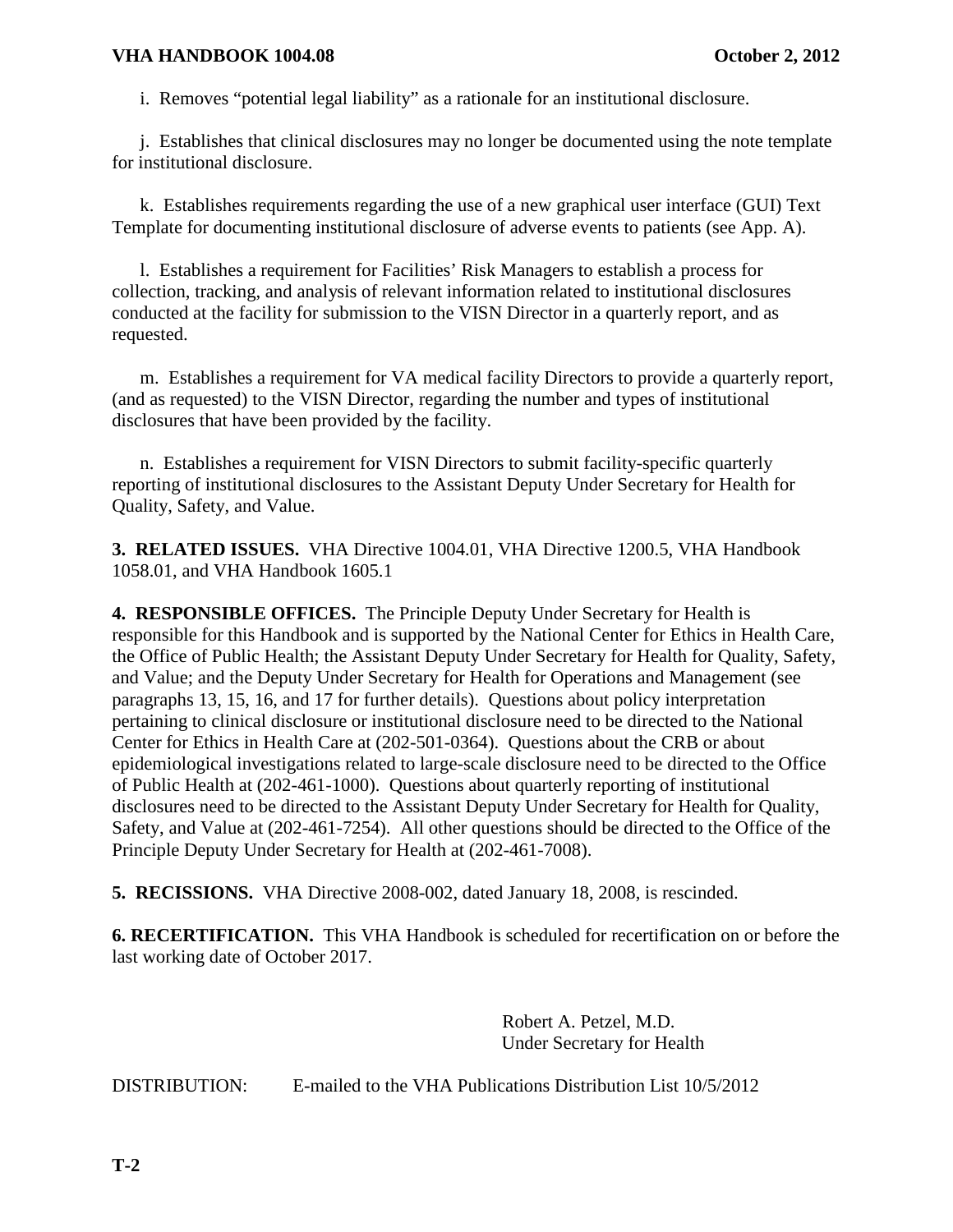i. Removes "potential legal liability" as a rationale for an institutional disclosure.

j. Establishes that clinical disclosures may no longer be documented using the note template for institutional disclosure.

k. Establishes requirements regarding the use of a new graphical user interface (GUI) Text Template for documenting institutional disclosure of adverse events to patients (see App. A).

l. Establishes a requirement for Facilities' Risk Managers to establish a process for collection, tracking, and analysis of relevant information related to institutional disclosures conducted at the facility for submission to the VISN Director in a quarterly report, and as requested.

m. Establishes a requirement for VA medical facility Directors to provide a quarterly report, (and as requested) to the VISN Director, regarding the number and types of institutional disclosures that have been provided by the facility.

n. Establishes a requirement for VISN Directors to submit facility-specific quarterly reporting of institutional disclosures to the Assistant Deputy Under Secretary for Health for Quality, Safety, and Value.

**3. RELATED ISSUES.** VHA Directive 1004.01, VHA Directive 1200.5, VHA Handbook 1058.01, and VHA Handbook 1605.1

**4. RESPONSIBLE OFFICES.** The Principle Deputy Under Secretary for Health is responsible for this Handbook and is supported by the National Center for Ethics in Health Care, the Office of Public Health; the Assistant Deputy Under Secretary for Health for Quality, Safety, and Value; and the Deputy Under Secretary for Health for Operations and Management (see paragraphs 13, 15, 16, and 17 for further details). Questions about policy interpretation pertaining to clinical disclosure or institutional disclosure need to be directed to the National Center for Ethics in Health Care at (202-501-0364). Questions about the CRB or about epidemiological investigations related to large-scale disclosure need to be directed to the Office of Public Health at (202-461-1000). Questions about quarterly reporting of institutional disclosures need to be directed to the Assistant Deputy Under Secretary for Health for Quality, Safety, and Value at (202-461-7254). All other questions should be directed to the Office of the Principle Deputy Under Secretary for Health at (202-461-7008).

**5. RECISSIONS.** VHA Directive 2008-002, dated January 18, 2008, is rescinded.

**6. RECERTIFICATION.** This VHA Handbook is scheduled for recertification on or before the last working date of October 2017.

Robert A. Petzel, M.D.
Under Secretary for Health

DISTRIBUTION: E-mailed to the VHA Publications Distribution List 10/5/2012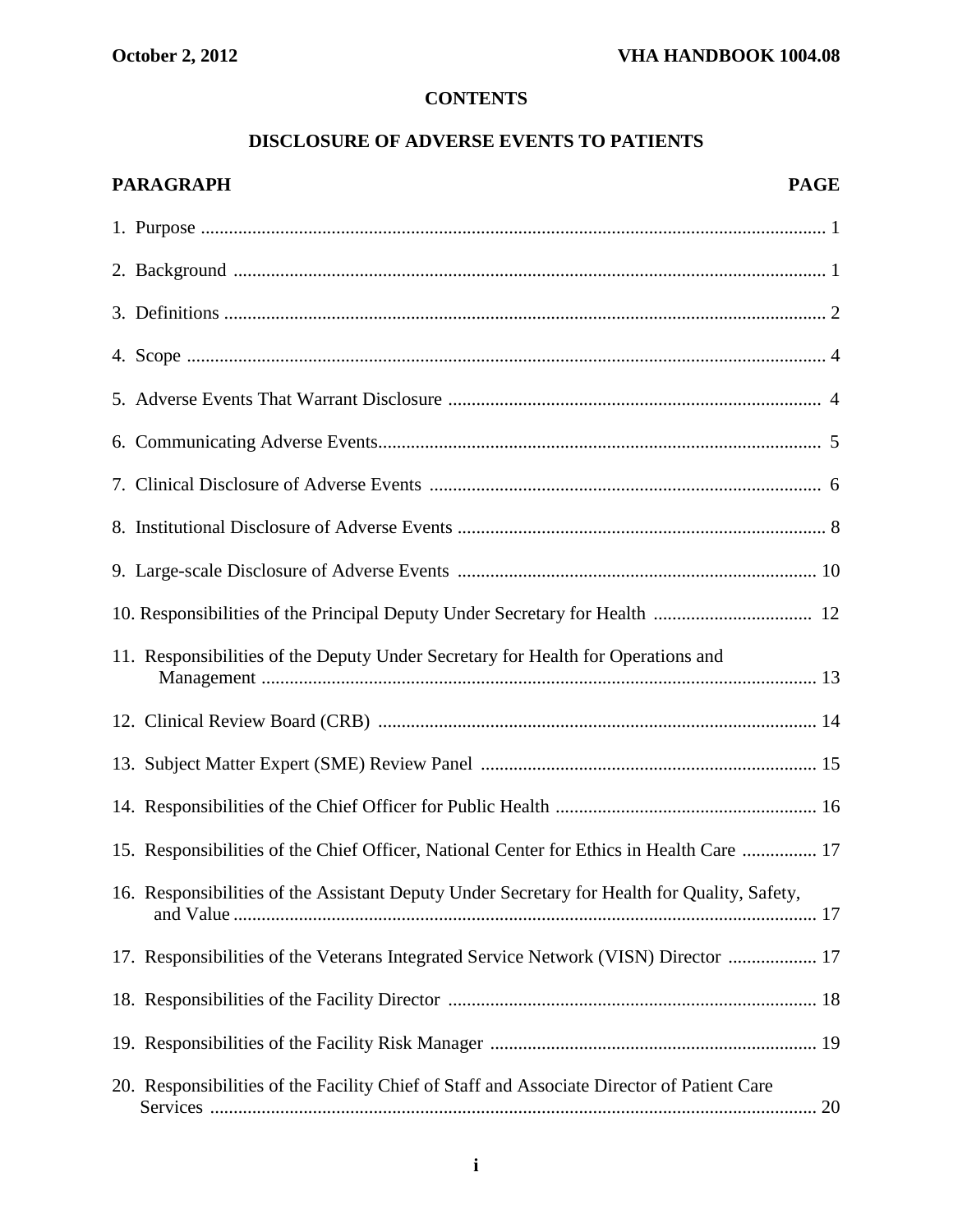## CONTENTS

## DISCLOSURE OF ADVERSE EVENTS TO PATIENTS

| PARAGRAPH | PAGE |
|---|---|
| 1. Purpose | 1 |
| 2. Background | 1 |
| 3. Definitions | 2 |
| 4. Scope | 4 |
| 5. Adverse Events That Warrant Disclosure | 4 |
| 6. Communicating Adverse Events | 5 |
| 7. Clinical Disclosure of Adverse Events | 6 |
| 8. Institutional Disclosure of Adverse Events | 8 |
| 9. Large-scale Disclosure of Adverse Events | 10 |
| 10. Responsibilities of the Principal Deputy Under Secretary for Health | 12 |
| 11. Responsibilities of the Deputy Under Secretary for Health for Operations and Management | 13 |
| 12. Clinical Review Board (CRB) | 14 |
| 13. Subject Matter Expert (SME) Review Panel | 15 |
| 14. Responsibilities of the Chief Officer for Public Health | 16 |
| 15. Responsibilities of the Chief Officer, National Center for Ethics in Health Care | 17 |
| 16. Responsibilities of the Assistant Deputy Under Secretary for Health for Quality, Safety, and Value | 17 |
| 17. Responsibilities of the Veterans Integrated Service Network (VISN) Director | 17 |
| 18. Responsibilities of the Facility Director | 18 |
| 19. Responsibilities of the Facility Risk Manager | 19 |
| 20. Responsibilities of the Facility Chief of Staff and Associate Director of Patient Care Services | 20 |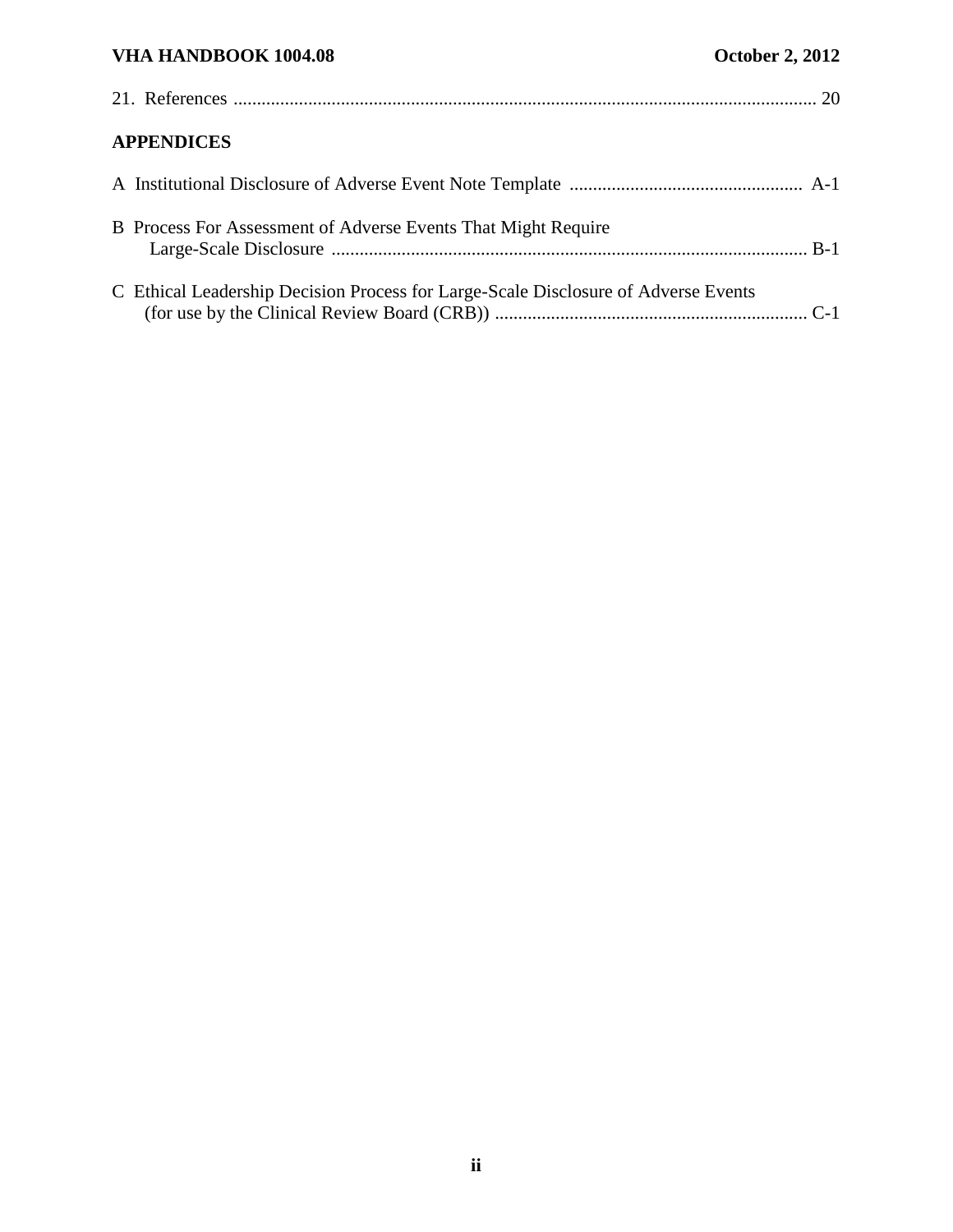21. References ............................................................................................................................ 20

**APPENDICES**

A Institutional Disclosure of Adverse Event Note Template .................................................. A-1

B Process For Assessment of Adverse Events That Might Require Large-Scale Disclosure ...................................................................................................... B-1

C Ethical Leadership Decision Process for Large-Scale Disclosure of Adverse Events (for use by the Clinical Review Board (CRB)) ................................................................... C-1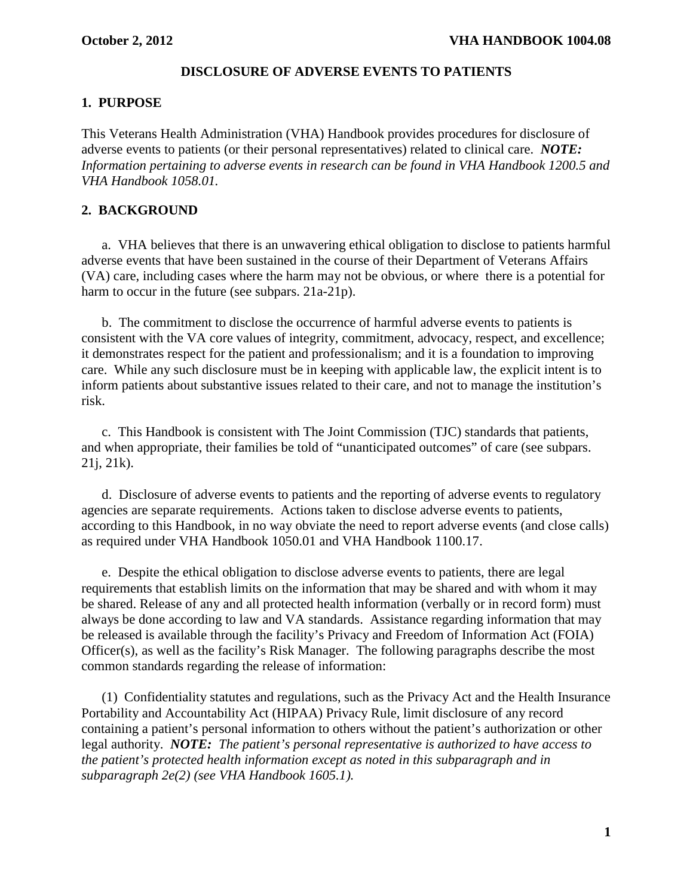## DISCLOSURE OF ADVERSE EVENTS TO PATIENTS

### 1. PURPOSE

This Veterans Health Administration (VHA) Handbook provides procedures for disclosure of adverse events to patients (or their personal representatives) related to clinical care. ***NOTE:*** *Information pertaining to adverse events in research can be found in VHA Handbook 1200.5 and VHA Handbook 1058.01.*

### 2. BACKGROUND

a. VHA believes that there is an unwavering ethical obligation to disclose to patients harmful adverse events that have been sustained in the course of their Department of Veterans Affairs (VA) care, including cases where the harm may not be obvious, or where there is a potential for harm to occur in the future (see subpars. 21a-21p).

b. The commitment to disclose the occurrence of harmful adverse events to patients is consistent with the VA core values of integrity, commitment, advocacy, respect, and excellence; it demonstrates respect for the patient and professionalism; and it is a foundation to improving care. While any such disclosure must be in keeping with applicable law, the explicit intent is to inform patients about substantive issues related to their care, and not to manage the institution's risk.

c. This Handbook is consistent with The Joint Commission (TJC) standards that patients, and when appropriate, their families be told of "unanticipated outcomes" of care (see subpars. 21j, 21k).

d. Disclosure of adverse events to patients and the reporting of adverse events to regulatory agencies are separate requirements. Actions taken to disclose adverse events to patients, according to this Handbook, in no way obviate the need to report adverse events (and close calls) as required under VHA Handbook 1050.01 and VHA Handbook 1100.17.

e. Despite the ethical obligation to disclose adverse events to patients, there are legal requirements that establish limits on the information that may be shared and with whom it may be shared. Release of any and all protected health information (verbally or in record form) must always be done according to law and VA standards. Assistance regarding information that may be released is available through the facility's Privacy and Freedom of Information Act (FOIA) Officer(s), as well as the facility's Risk Manager. The following paragraphs describe the most common standards regarding the release of information:

(1) Confidentiality statutes and regulations, such as the Privacy Act and the Health Insurance Portability and Accountability Act (HIPAA) Privacy Rule, limit disclosure of any record containing a patient's personal information to others without the patient's authorization or other legal authority. ***NOTE:*** *The patient's personal representative is authorized to have access to the patient's protected health information except as noted in this subparagraph and in subparagraph 2e(2) (see VHA Handbook 1605.1).*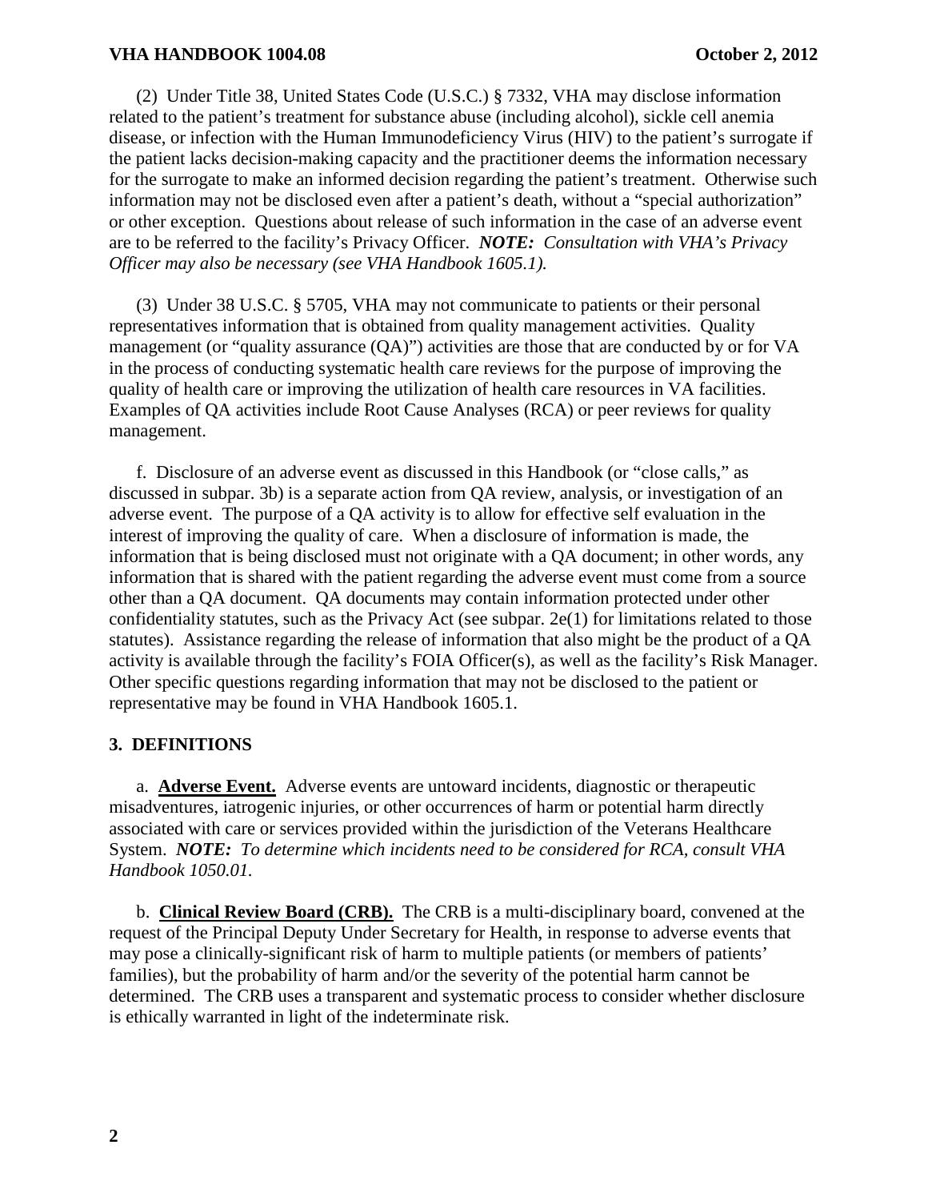(2) Under Title 38, United States Code (U.S.C.) § 7332, VHA may disclose information related to the patient's treatment for substance abuse (including alcohol), sickle cell anemia disease, or infection with the Human Immunodeficiency Virus (HIV) to the patient's surrogate if the patient lacks decision-making capacity and the practitioner deems the information necessary for the surrogate to make an informed decision regarding the patient's treatment. Otherwise such information may not be disclosed even after a patient's death, without a "special authorization" or other exception. Questions about release of such information in the case of an adverse event are to be referred to the facility's Privacy Officer. ***NOTE:*** *Consultation with VHA's Privacy Officer may also be necessary (see VHA Handbook 1605.1).*

(3) Under 38 U.S.C. § 5705, VHA may not communicate to patients or their personal representatives information that is obtained from quality management activities. Quality management (or "quality assurance (QA)") activities are those that are conducted by or for VA in the process of conducting systematic health care reviews for the purpose of improving the quality of health care or improving the utilization of health care resources in VA facilities. Examples of QA activities include Root Cause Analyses (RCA) or peer reviews for quality management.

f. Disclosure of an adverse event as discussed in this Handbook (or "close calls," as discussed in subpar. 3b) is a separate action from QA review, analysis, or investigation of an adverse event. The purpose of a QA activity is to allow for effective self evaluation in the interest of improving the quality of care. When a disclosure of information is made, the information that is being disclosed must not originate with a QA document; in other words, any information that is shared with the patient regarding the adverse event must come from a source other than a QA document. QA documents may contain information protected under other confidentiality statutes, such as the Privacy Act (see subpar. 2e(1) for limitations related to those statutes). Assistance regarding the release of information that also might be the product of a QA activity is available through the facility's FOIA Officer(s), as well as the facility's Risk Manager. Other specific questions regarding information that may not be disclosed to the patient or representative may be found in VHA Handbook 1605.1.

## 3. DEFINITIONS

a. **Adverse Event.** Adverse events are untoward incidents, diagnostic or therapeutic misadventures, iatrogenic injuries, or other occurrences of harm or potential harm directly associated with care or services provided within the jurisdiction of the Veterans Healthcare System. ***NOTE:*** *To determine which incidents need to be considered for RCA, consult VHA Handbook 1050.01.*

b. **Clinical Review Board (CRB).** The CRB is a multi-disciplinary board, convened at the request of the Principal Deputy Under Secretary for Health, in response to adverse events that may pose a clinically-significant risk of harm to multiple patients (or members of patients' families), but the probability of harm and/or the severity of the potential harm cannot be determined. The CRB uses a transparent and systematic process to consider whether disclosure is ethically warranted in light of the indeterminate risk.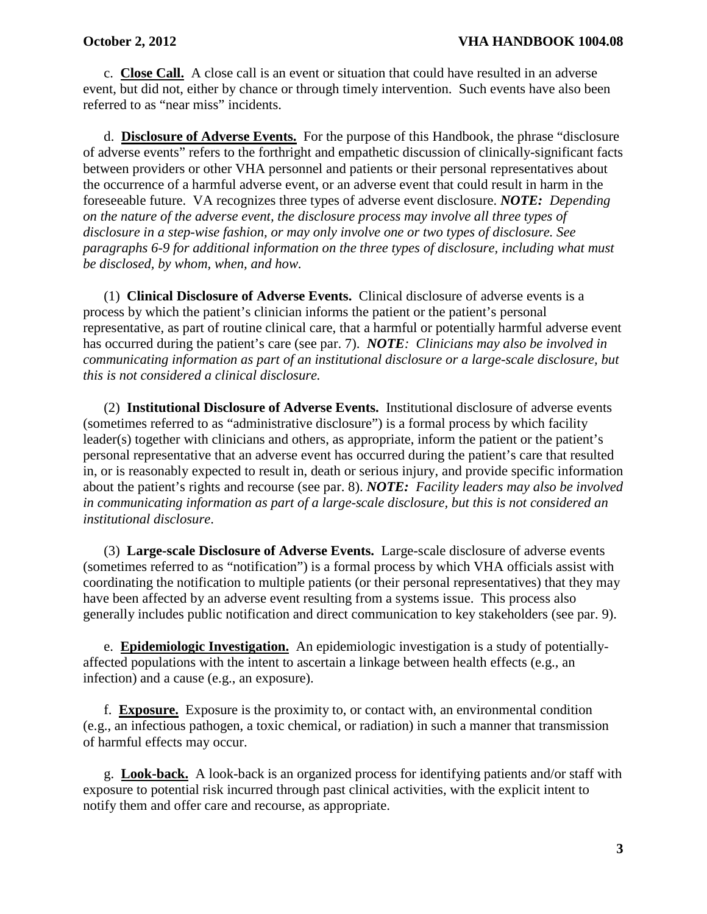c. **<u>Close Call.</u>** A close call is an event or situation that could have resulted in an adverse event, but did not, either by chance or through timely intervention. Such events have also been referred to as "near miss" incidents.

d. **<u>Disclosure of Adverse Events.</u>** For the purpose of this Handbook, the phrase "disclosure of adverse events" refers to the forthright and empathetic discussion of clinically-significant facts between providers or other VHA personnel and patients or their personal representatives about the occurrence of a harmful adverse event, or an adverse event that could result in harm in the foreseeable future. VA recognizes three types of adverse event disclosure. ***NOTE:*** *Depending on the nature of the adverse event, the disclosure process may involve all three types of disclosure in a step-wise fashion, or may only involve one or two types of disclosure. See paragraphs 6-9 for additional information on the three types of disclosure, including what must be disclosed, by whom, when, and how.*

(1) **Clinical Disclosure of Adverse Events.** Clinical disclosure of adverse events is a process by which the patient's clinician informs the patient or the patient's personal representative, as part of routine clinical care, that a harmful or potentially harmful adverse event has occurred during the patient's care (see par. 7). ***NOTE****: Clinicians may also be involved in communicating information as part of an institutional disclosure or a large-scale disclosure, but this is not considered a clinical disclosure.*

(2) **Institutional Disclosure of Adverse Events.** Institutional disclosure of adverse events (sometimes referred to as "administrative disclosure") is a formal process by which facility leader(s) together with clinicians and others, as appropriate, inform the patient or the patient's personal representative that an adverse event has occurred during the patient's care that resulted in, or is reasonably expected to result in, death or serious injury, and provide specific information about the patient's rights and recourse (see par. 8). ***NOTE:*** *Facility leaders may also be involved in communicating information as part of a large-scale disclosure, but this is not considered an institutional disclosure*.

(3) **Large-scale Disclosure of Adverse Events.** Large-scale disclosure of adverse events (sometimes referred to as "notification") is a formal process by which VHA officials assist with coordinating the notification to multiple patients (or their personal representatives) that they may have been affected by an adverse event resulting from a systems issue. This process also generally includes public notification and direct communication to key stakeholders (see par. 9).

e. **<u>Epidemiologic Investigation.</u>** An epidemiologic investigation is a study of potentially-affected populations with the intent to ascertain a linkage between health effects (e.g., an infection) and a cause (e.g., an exposure).

f. **<u>Exposure.</u>** Exposure is the proximity to, or contact with, an environmental condition (e.g., an infectious pathogen, a toxic chemical, or radiation) in such a manner that transmission of harmful effects may occur.

g. **<u>Look-back.</u>** A look-back is an organized process for identifying patients and/or staff with exposure to potential risk incurred through past clinical activities, with the explicit intent to notify them and offer care and recourse, as appropriate.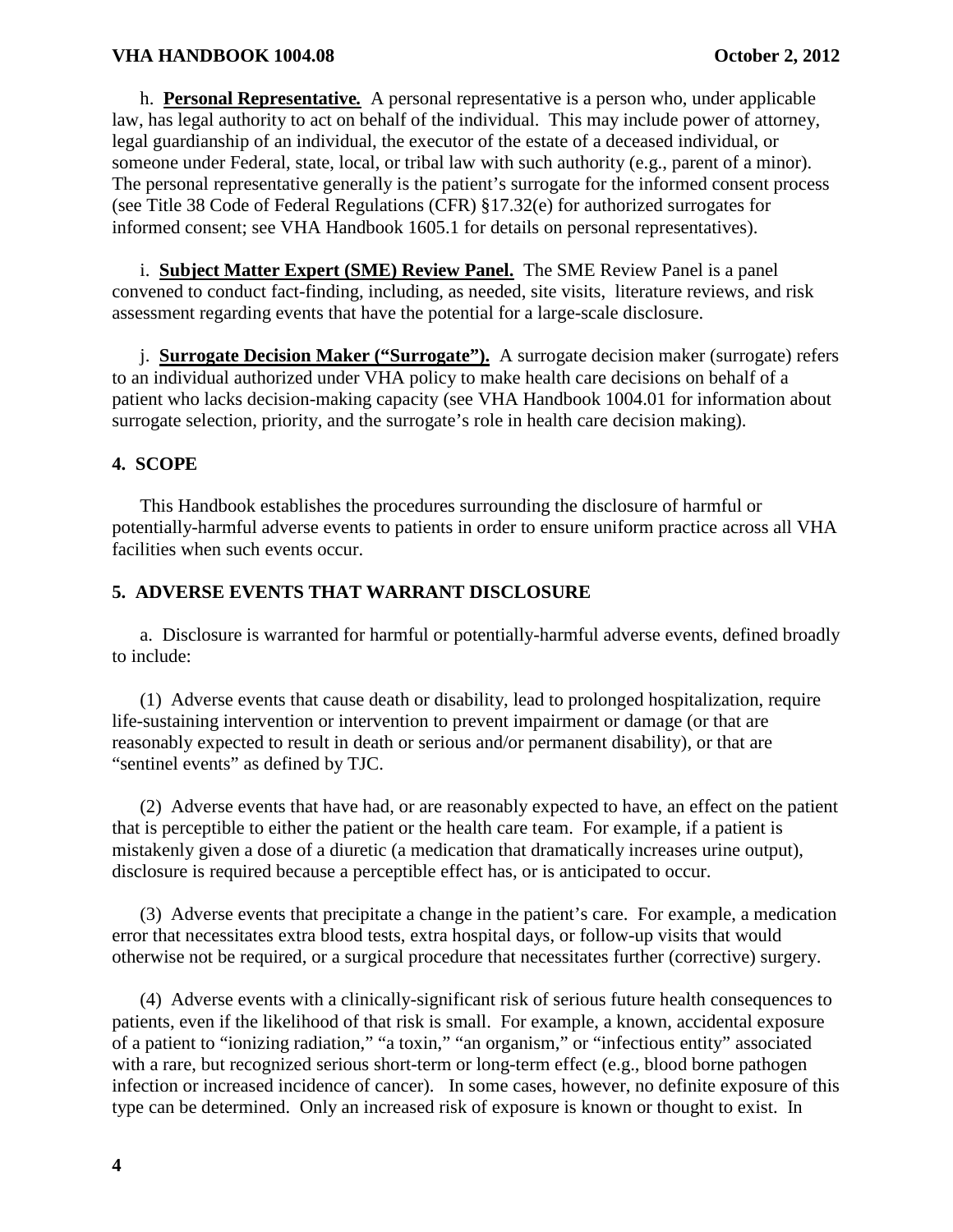h. **Personal Representative.** A personal representative is a person who, under applicable law, has legal authority to act on behalf of the individual. This may include power of attorney, legal guardianship of an individual, the executor of the estate of a deceased individual, or someone under Federal, state, local, or tribal law with such authority (e.g., parent of a minor). The personal representative generally is the patient's surrogate for the informed consent process (see Title 38 Code of Federal Regulations (CFR) §17.32(e) for authorized surrogates for informed consent; see VHA Handbook 1605.1 for details on personal representatives).

i. **Subject Matter Expert (SME) Review Panel.** The SME Review Panel is a panel convened to conduct fact-finding, including, as needed, site visits, literature reviews, and risk assessment regarding events that have the potential for a large-scale disclosure.

j. **Surrogate Decision Maker ("Surrogate").** A surrogate decision maker (surrogate) refers to an individual authorized under VHA policy to make health care decisions on behalf of a patient who lacks decision-making capacity (see VHA Handbook 1004.01 for information about surrogate selection, priority, and the surrogate's role in health care decision making).

## 4. SCOPE

This Handbook establishes the procedures surrounding the disclosure of harmful or potentially-harmful adverse events to patients in order to ensure uniform practice across all VHA facilities when such events occur.

## 5. ADVERSE EVENTS THAT WARRANT DISCLOSURE

a. Disclosure is warranted for harmful or potentially-harmful adverse events, defined broadly to include:

(1) Adverse events that cause death or disability, lead to prolonged hospitalization, require life-sustaining intervention or intervention to prevent impairment or damage (or that are reasonably expected to result in death or serious and/or permanent disability), or that are "sentinel events" as defined by TJC.

(2) Adverse events that have had, or are reasonably expected to have, an effect on the patient that is perceptible to either the patient or the health care team. For example, if a patient is mistakenly given a dose of a diuretic (a medication that dramatically increases urine output), disclosure is required because a perceptible effect has, or is anticipated to occur.

(3) Adverse events that precipitate a change in the patient's care. For example, a medication error that necessitates extra blood tests, extra hospital days, or follow-up visits that would otherwise not be required, or a surgical procedure that necessitates further (corrective) surgery.

(4) Adverse events with a clinically-significant risk of serious future health consequences to patients, even if the likelihood of that risk is small. For example, a known, accidental exposure of a patient to "ionizing radiation," "a toxin," "an organism," or "infectious entity" associated with a rare, but recognized serious short-term or long-term effect (e.g., blood borne pathogen infection or increased incidence of cancer). In some cases, however, no definite exposure of this type can be determined. Only an increased risk of exposure is known or thought to exist. In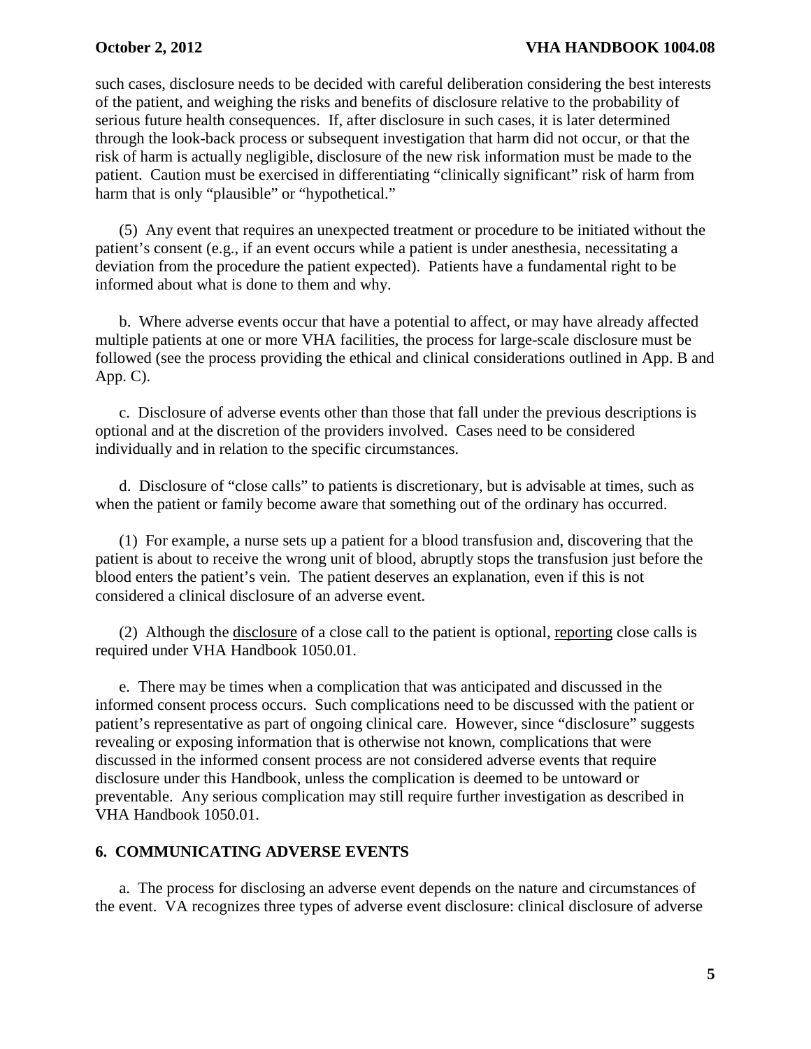such cases, disclosure needs to be decided with careful deliberation considering the best interests of the patient, and weighing the risks and benefits of disclosure relative to the probability of serious future health consequences. If, after disclosure in such cases, it is later determined through the look-back process or subsequent investigation that harm did not occur, or that the risk of harm is actually negligible, disclosure of the new risk information must be made to the patient. Caution must be exercised in differentiating "clinically significant" risk of harm from harm that is only "plausible" or "hypothetical."

(5) Any event that requires an unexpected treatment or procedure to be initiated without the patient's consent (e.g., if an event occurs while a patient is under anesthesia, necessitating a deviation from the procedure the patient expected). Patients have a fundamental right to be informed about what is done to them and why.

b. Where adverse events occur that have a potential to affect, or may have already affected multiple patients at one or more VHA facilities, the process for large-scale disclosure must be followed (see the process providing the ethical and clinical considerations outlined in App. B and App. C).

c. Disclosure of adverse events other than those that fall under the previous descriptions is optional and at the discretion of the providers involved. Cases need to be considered individually and in relation to the specific circumstances.

d. Disclosure of "close calls" to patients is discretionary, but is advisable at times, such as when the patient or family become aware that something out of the ordinary has occurred.

(1) For example, a nurse sets up a patient for a blood transfusion and, discovering that the patient is about to receive the wrong unit of blood, abruptly stops the transfusion just before the blood enters the patient's vein. The patient deserves an explanation, even if this is not considered a clinical disclosure of an adverse event.

(2) Although the <u>disclosure</u> of a close call to the patient is optional, <u>reporting</u> close calls is required under VHA Handbook 1050.01.

e. There may be times when a complication that was anticipated and discussed in the informed consent process occurs. Such complications need to be discussed with the patient or patient's representative as part of ongoing clinical care. However, since "disclosure" suggests revealing or exposing information that is otherwise not known, complications that were discussed in the informed consent process are not considered adverse events that require disclosure under this Handbook, unless the complication is deemed to be untoward or preventable. Any serious complication may still require further investigation as described in VHA Handbook 1050.01.

## 6. COMMUNICATING ADVERSE EVENTS

a. The process for disclosing an adverse event depends on the nature and circumstances of the event. VA recognizes three types of adverse event disclosure: clinical disclosure of adverse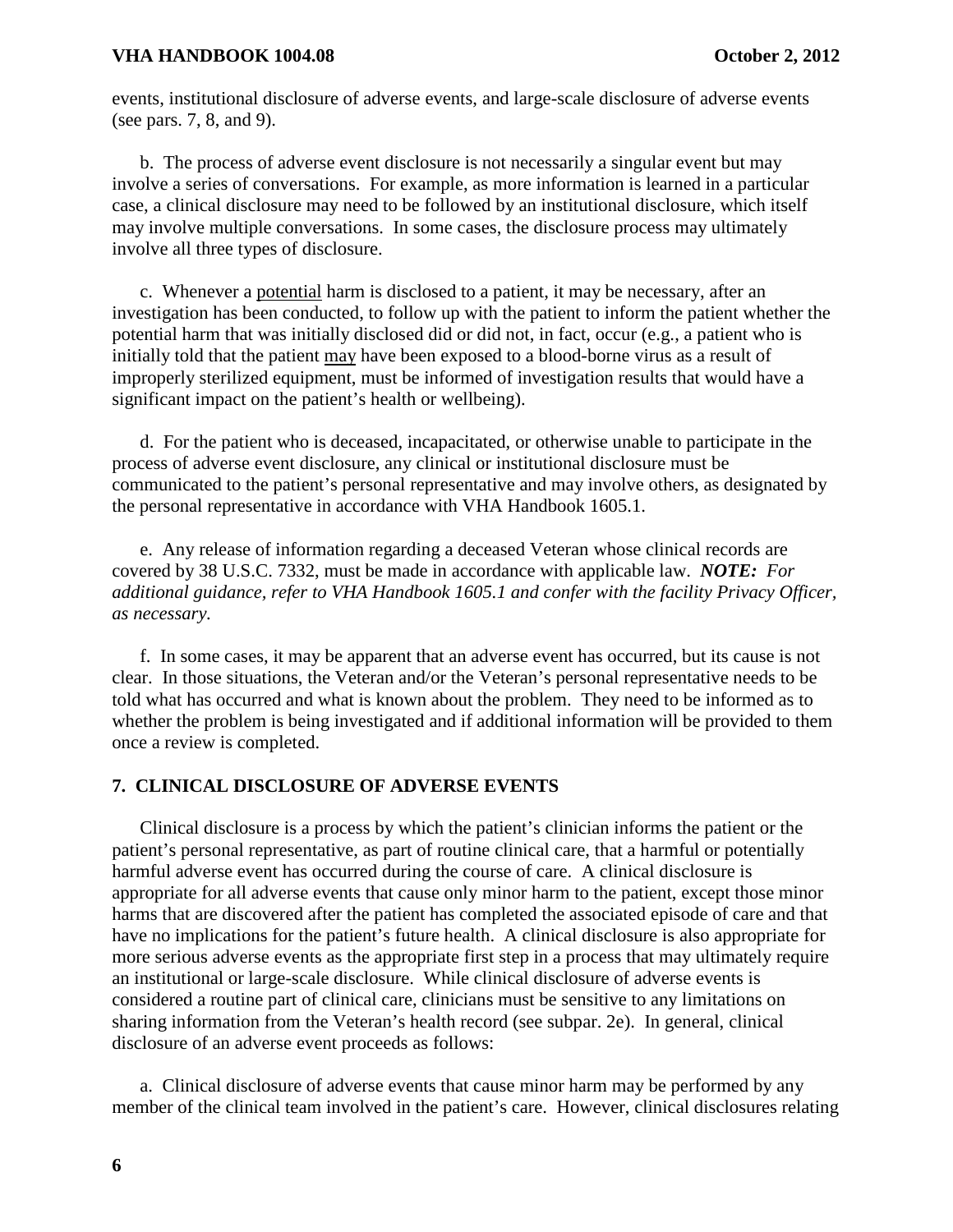events, institutional disclosure of adverse events, and large-scale disclosure of adverse events (see pars. 7, 8, and 9).

b. The process of adverse event disclosure is not necessarily a singular event but may involve a series of conversations. For example, as more information is learned in a particular case, a clinical disclosure may need to be followed by an institutional disclosure, which itself may involve multiple conversations. In some cases, the disclosure process may ultimately involve all three types of disclosure.

c. Whenever a potential harm is disclosed to a patient, it may be necessary, after an investigation has been conducted, to follow up with the patient to inform the patient whether the potential harm that was initially disclosed did or did not, in fact, occur (e.g., a patient who is initially told that the patient may have been exposed to a blood-borne virus as a result of improperly sterilized equipment, must be informed of investigation results that would have a significant impact on the patient's health or wellbeing).

d. For the patient who is deceased, incapacitated, or otherwise unable to participate in the process of adverse event disclosure, any clinical or institutional disclosure must be communicated to the patient's personal representative and may involve others, as designated by the personal representative in accordance with VHA Handbook 1605.1.

e. Any release of information regarding a deceased Veteran whose clinical records are covered by 38 U.S.C. 7332, must be made in accordance with applicable law. ***NOTE:*** *For additional guidance, refer to VHA Handbook 1605.1 and confer with the facility Privacy Officer, as necessary.*

f. In some cases, it may be apparent that an adverse event has occurred, but its cause is not clear. In those situations, the Veteran and/or the Veteran's personal representative needs to be told what has occurred and what is known about the problem. They need to be informed as to whether the problem is being investigated and if additional information will be provided to them once a review is completed.

## 7. CLINICAL DISCLOSURE OF ADVERSE EVENTS

Clinical disclosure is a process by which the patient's clinician informs the patient or the patient's personal representative, as part of routine clinical care, that a harmful or potentially harmful adverse event has occurred during the course of care. A clinical disclosure is appropriate for all adverse events that cause only minor harm to the patient, except those minor harms that are discovered after the patient has completed the associated episode of care and that have no implications for the patient's future health. A clinical disclosure is also appropriate for more serious adverse events as the appropriate first step in a process that may ultimately require an institutional or large-scale disclosure. While clinical disclosure of adverse events is considered a routine part of clinical care, clinicians must be sensitive to any limitations on sharing information from the Veteran's health record (see subpar. 2e). In general, clinical disclosure of an adverse event proceeds as follows:

a. Clinical disclosure of adverse events that cause minor harm may be performed by any member of the clinical team involved in the patient's care. However, clinical disclosures relating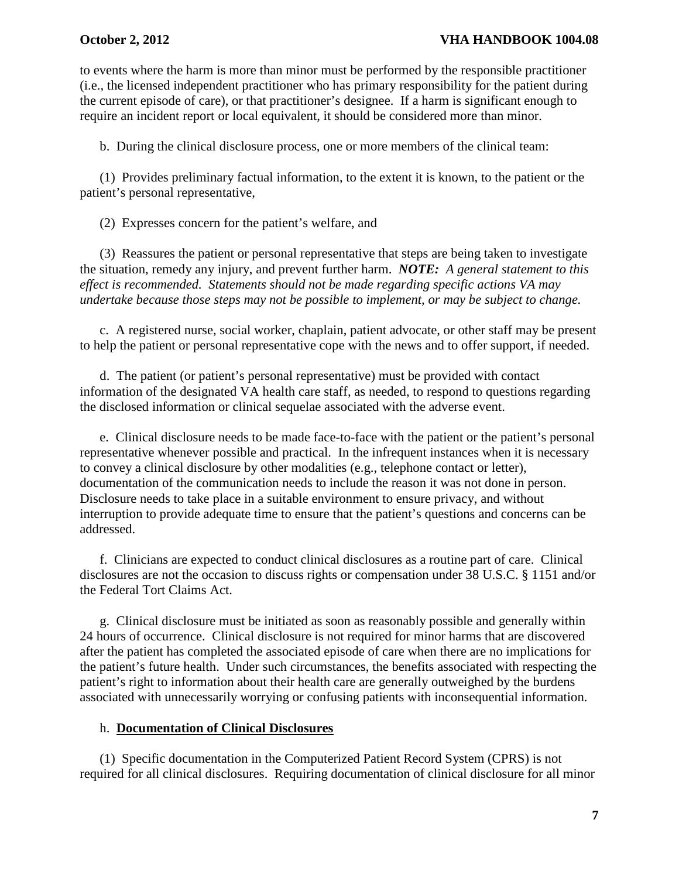to events where the harm is more than minor must be performed by the responsible practitioner (i.e., the licensed independent practitioner who has primary responsibility for the patient during the current episode of care), or that practitioner's designee. If a harm is significant enough to require an incident report or local equivalent, it should be considered more than minor.

b. During the clinical disclosure process, one or more members of the clinical team:

(1) Provides preliminary factual information, to the extent it is known, to the patient or the patient's personal representative,

(2) Expresses concern for the patient's welfare, and

(3) Reassures the patient or personal representative that steps are being taken to investigate the situation, remedy any injury, and prevent further harm. ***NOTE:*** *A general statement to this effect is recommended. Statements should not be made regarding specific actions VA may undertake because those steps may not be possible to implement, or may be subject to change.*

c. A registered nurse, social worker, chaplain, patient advocate, or other staff may be present to help the patient or personal representative cope with the news and to offer support, if needed.

d. The patient (or patient's personal representative) must be provided with contact information of the designated VA health care staff, as needed, to respond to questions regarding the disclosed information or clinical sequelae associated with the adverse event.

e. Clinical disclosure needs to be made face-to-face with the patient or the patient's personal representative whenever possible and practical. In the infrequent instances when it is necessary to convey a clinical disclosure by other modalities (e.g., telephone contact or letter), documentation of the communication needs to include the reason it was not done in person. Disclosure needs to take place in a suitable environment to ensure privacy, and without interruption to provide adequate time to ensure that the patient's questions and concerns can be addressed.

f. Clinicians are expected to conduct clinical disclosures as a routine part of care. Clinical disclosures are not the occasion to discuss rights or compensation under 38 U.S.C. § 1151 and/or the Federal Tort Claims Act.

g. Clinical disclosure must be initiated as soon as reasonably possible and generally within 24 hours of occurrence. Clinical disclosure is not required for minor harms that are discovered after the patient has completed the associated episode of care when there are no implications for the patient's future health. Under such circumstances, the benefits associated with respecting the patient's right to information about their health care are generally outweighed by the burdens associated with unnecessarily worrying or confusing patients with inconsequential information.

h. **Documentation of Clinical Disclosures**

(1) Specific documentation in the Computerized Patient Record System (CPRS) is not required for all clinical disclosures. Requiring documentation of clinical disclosure for all minor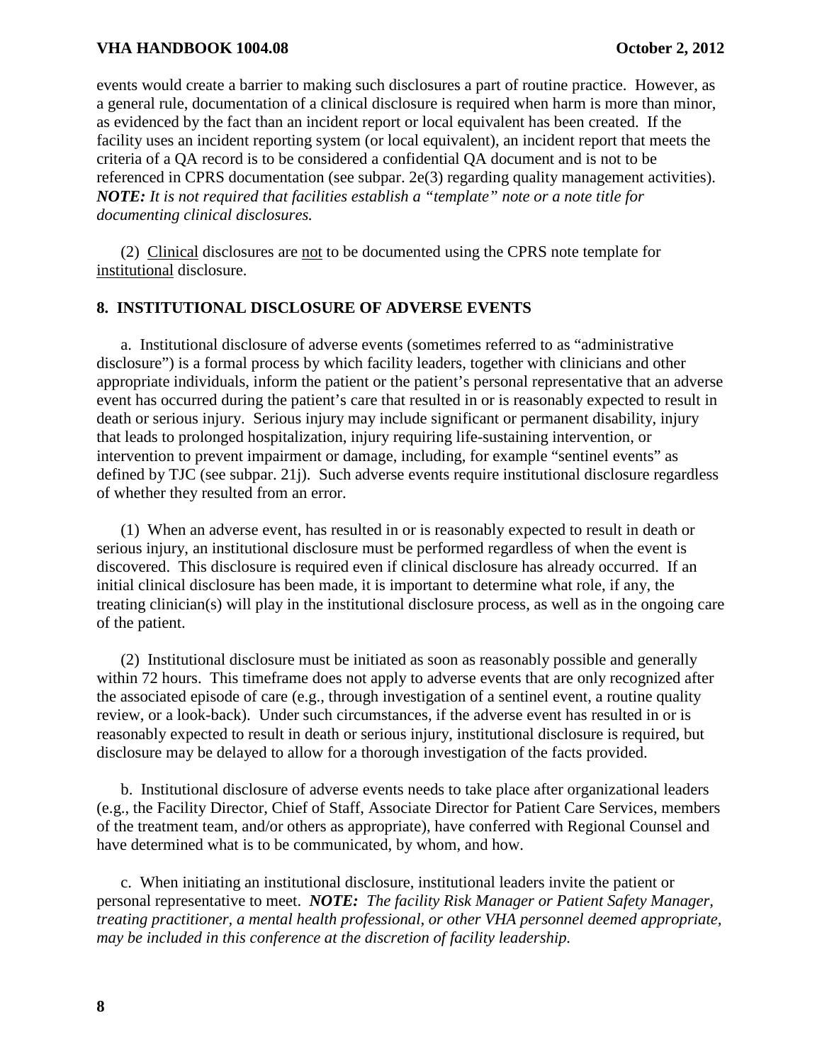events would create a barrier to making such disclosures a part of routine practice. However, as a general rule, documentation of a clinical disclosure is required when harm is more than minor, as evidenced by the fact than an incident report or local equivalent has been created. If the facility uses an incident reporting system (or local equivalent), an incident report that meets the criteria of a QA record is to be considered a confidential QA document and is not to be referenced in CPRS documentation (see subpar. 2e(3) regarding quality management activities). ***NOTE:*** *It is not required that facilities establish a "template" note or a note title for documenting clinical disclosures.*

(2) <u>Clinical</u> disclosures are <u>not</u> to be documented using the CPRS note template for <u>institutional</u> disclosure.

## 8. INSTITUTIONAL DISCLOSURE OF ADVERSE EVENTS

a. Institutional disclosure of adverse events (sometimes referred to as "administrative disclosure") is a formal process by which facility leaders, together with clinicians and other appropriate individuals, inform the patient or the patient's personal representative that an adverse event has occurred during the patient's care that resulted in or is reasonably expected to result in death or serious injury. Serious injury may include significant or permanent disability, injury that leads to prolonged hospitalization, injury requiring life-sustaining intervention, or intervention to prevent impairment or damage, including, for example "sentinel events" as defined by TJC (see subpar. 21j). Such adverse events require institutional disclosure regardless of whether they resulted from an error.

(1) When an adverse event, has resulted in or is reasonably expected to result in death or serious injury, an institutional disclosure must be performed regardless of when the event is discovered. This disclosure is required even if clinical disclosure has already occurred. If an initial clinical disclosure has been made, it is important to determine what role, if any, the treating clinician(s) will play in the institutional disclosure process, as well as in the ongoing care of the patient.

(2) Institutional disclosure must be initiated as soon as reasonably possible and generally within 72 hours. This timeframe does not apply to adverse events that are only recognized after the associated episode of care (e.g., through investigation of a sentinel event, a routine quality review, or a look-back). Under such circumstances, if the adverse event has resulted in or is reasonably expected to result in death or serious injury, institutional disclosure is required, but disclosure may be delayed to allow for a thorough investigation of the facts provided.

b. Institutional disclosure of adverse events needs to take place after organizational leaders (e.g., the Facility Director, Chief of Staff, Associate Director for Patient Care Services, members of the treatment team, and/or others as appropriate), have conferred with Regional Counsel and have determined what is to be communicated, by whom, and how.

c. When initiating an institutional disclosure, institutional leaders invite the patient or personal representative to meet. ***NOTE:*** *The facility Risk Manager or Patient Safety Manager, treating practitioner, a mental health professional, or other VHA personnel deemed appropriate, may be included in this conference at the discretion of facility leadership.*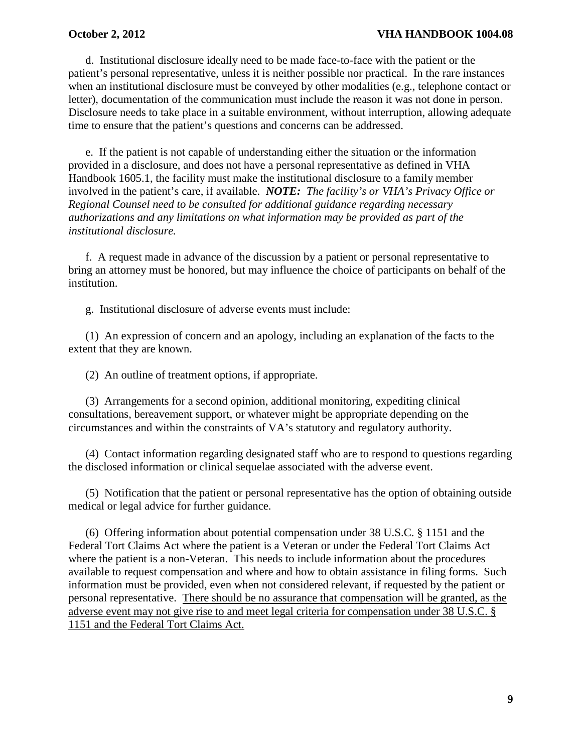d. Institutional disclosure ideally need to be made face-to-face with the patient or the patient's personal representative, unless it is neither possible nor practical. In the rare instances when an institutional disclosure must be conveyed by other modalities (e.g., telephone contact or letter), documentation of the communication must include the reason it was not done in person. Disclosure needs to take place in a suitable environment, without interruption, allowing adequate time to ensure that the patient's questions and concerns can be addressed.

e. If the patient is not capable of understanding either the situation or the information provided in a disclosure, and does not have a personal representative as defined in VHA Handbook 1605.1, the facility must make the institutional disclosure to a family member involved in the patient's care, if available. ***NOTE:*** *The facility's or VHA's Privacy Office or Regional Counsel need to be consulted for additional guidance regarding necessary authorizations and any limitations on what information may be provided as part of the institutional disclosure.*

f. A request made in advance of the discussion by a patient or personal representative to bring an attorney must be honored, but may influence the choice of participants on behalf of the institution.

g. Institutional disclosure of adverse events must include:

(1) An expression of concern and an apology, including an explanation of the facts to the extent that they are known.

(2) An outline of treatment options, if appropriate.

(3) Arrangements for a second opinion, additional monitoring, expediting clinical consultations, bereavement support, or whatever might be appropriate depending on the circumstances and within the constraints of VA's statutory and regulatory authority.

(4) Contact information regarding designated staff who are to respond to questions regarding the disclosed information or clinical sequelae associated with the adverse event.

(5) Notification that the patient or personal representative has the option of obtaining outside medical or legal advice for further guidance.

(6) Offering information about potential compensation under 38 U.S.C. § 1151 and the Federal Tort Claims Act where the patient is a Veteran or under the Federal Tort Claims Act where the patient is a non-Veteran. This needs to include information about the procedures available to request compensation and where and how to obtain assistance in filing forms. Such information must be provided, even when not considered relevant, if requested by the patient or personal representative. <u>There should be no assurance that compensation will be granted, as the adverse event may not give rise to and meet legal criteria for compensation under 38 U.S.C. § 1151 and the Federal Tort Claims Act.</u>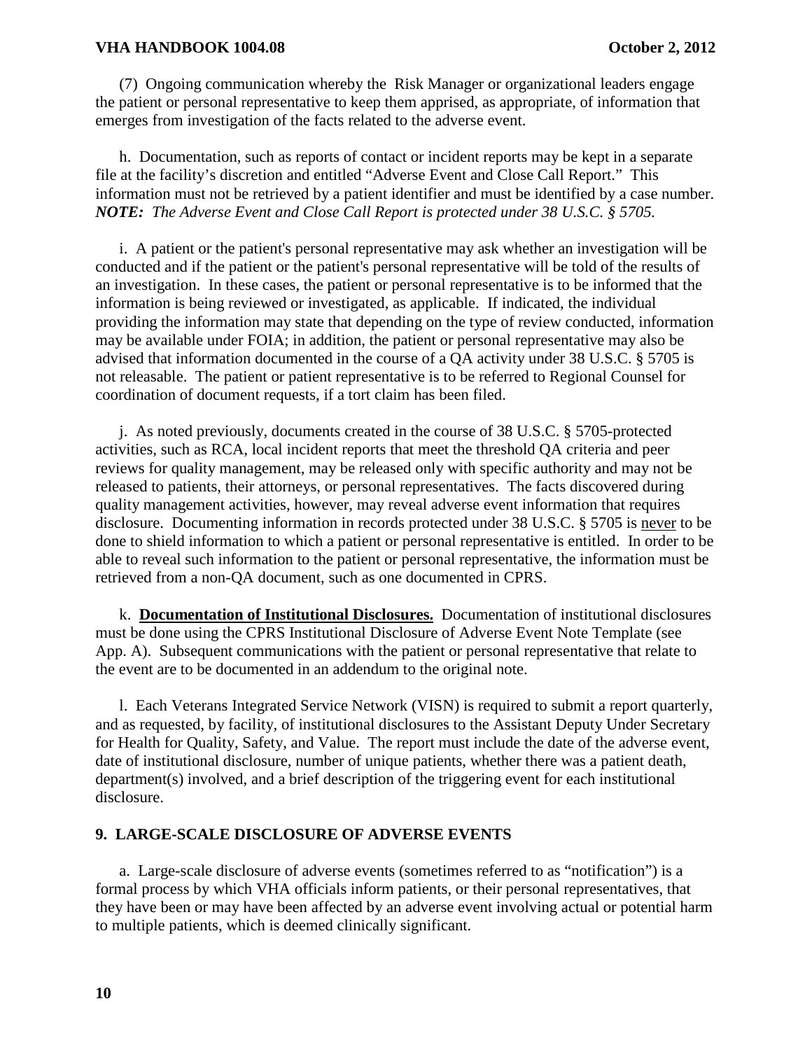(7) Ongoing communication whereby the Risk Manager or organizational leaders engage the patient or personal representative to keep them apprised, as appropriate, of information that emerges from investigation of the facts related to the adverse event.

h. Documentation, such as reports of contact or incident reports may be kept in a separate file at the facility's discretion and entitled "Adverse Event and Close Call Report." This information must not be retrieved by a patient identifier and must be identified by a case number. ***NOTE:*** *The Adverse Event and Close Call Report is protected under 38 U.S.C. § 5705.*

i. A patient or the patient's personal representative may ask whether an investigation will be conducted and if the patient or the patient's personal representative will be told of the results of an investigation. In these cases, the patient or personal representative is to be informed that the information is being reviewed or investigated, as applicable. If indicated, the individual providing the information may state that depending on the type of review conducted, information may be available under FOIA; in addition, the patient or personal representative may also be advised that information documented in the course of a QA activity under 38 U.S.C. § 5705 is not releasable. The patient or patient representative is to be referred to Regional Counsel for coordination of document requests, if a tort claim has been filed.

j. As noted previously, documents created in the course of 38 U.S.C. § 5705-protected activities, such as RCA, local incident reports that meet the threshold QA criteria and peer reviews for quality management, may be released only with specific authority and may not be released to patients, their attorneys, or personal representatives. The facts discovered during quality management activities, however, may reveal adverse event information that requires disclosure. Documenting information in records protected under 38 U.S.C. § 5705 is <u>never</u> to be done to shield information to which a patient or personal representative is entitled. In order to be able to reveal such information to the patient or personal representative, the information must be retrieved from a non-QA document, such as one documented in CPRS.

k. **<u>Documentation of Institutional Disclosures.</u>** Documentation of institutional disclosures must be done using the CPRS Institutional Disclosure of Adverse Event Note Template (see App. A). Subsequent communications with the patient or personal representative that relate to the event are to be documented in an addendum to the original note.

l. Each Veterans Integrated Service Network (VISN) is required to submit a report quarterly, and as requested, by facility, of institutional disclosures to the Assistant Deputy Under Secretary for Health for Quality, Safety, and Value. The report must include the date of the adverse event, date of institutional disclosure, number of unique patients, whether there was a patient death, department(s) involved, and a brief description of the triggering event for each institutional disclosure.

## 9. LARGE-SCALE DISCLOSURE OF ADVERSE EVENTS

a. Large-scale disclosure of adverse events (sometimes referred to as "notification") is a formal process by which VHA officials inform patients, or their personal representatives, that they have been or may have been affected by an adverse event involving actual or potential harm to multiple patients, which is deemed clinically significant.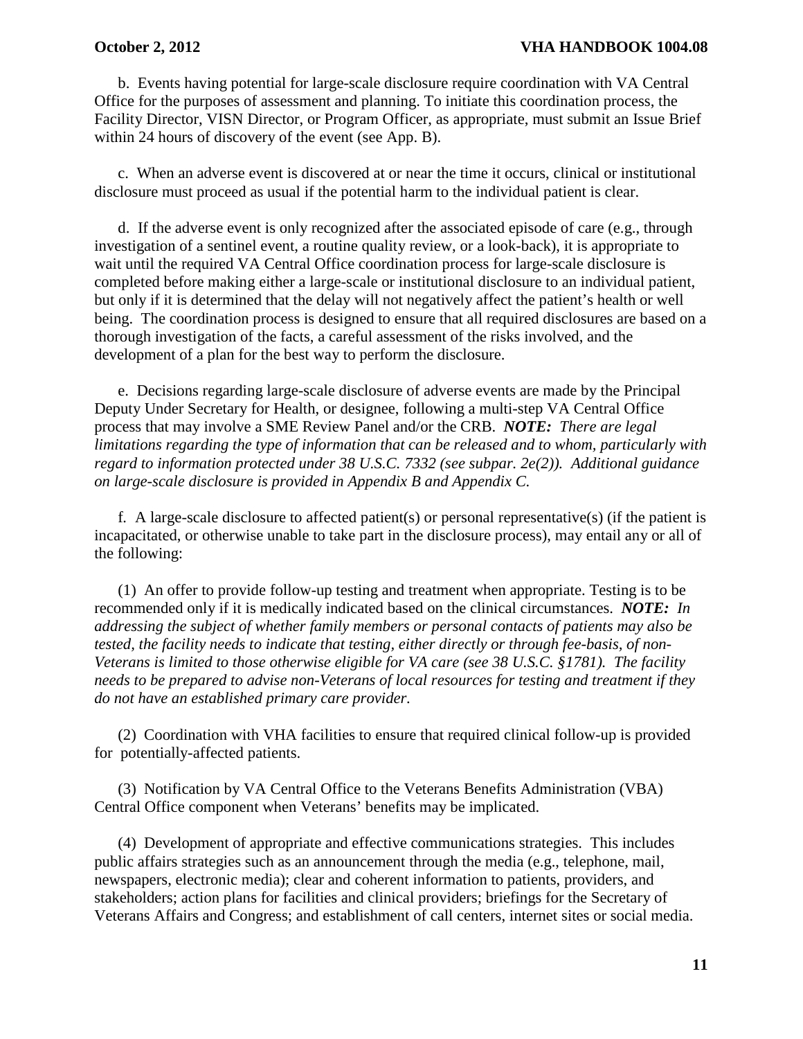b. Events having potential for large-scale disclosure require coordination with VA Central Office for the purposes of assessment and planning. To initiate this coordination process, the Facility Director, VISN Director, or Program Officer, as appropriate, must submit an Issue Brief within 24 hours of discovery of the event (see App. B).

c. When an adverse event is discovered at or near the time it occurs, clinical or institutional disclosure must proceed as usual if the potential harm to the individual patient is clear.

d. If the adverse event is only recognized after the associated episode of care (e.g., through investigation of a sentinel event, a routine quality review, or a look-back), it is appropriate to wait until the required VA Central Office coordination process for large-scale disclosure is completed before making either a large-scale or institutional disclosure to an individual patient, but only if it is determined that the delay will not negatively affect the patient's health or well being. The coordination process is designed to ensure that all required disclosures are based on a thorough investigation of the facts, a careful assessment of the risks involved, and the development of a plan for the best way to perform the disclosure.

e. Decisions regarding large-scale disclosure of adverse events are made by the Principal Deputy Under Secretary for Health, or designee, following a multi-step VA Central Office process that may involve a SME Review Panel and/or the CRB. ***NOTE:*** *There are legal limitations regarding the type of information that can be released and to whom, particularly with regard to information protected under 38 U.S.C. 7332 (see subpar. 2e(2)). Additional guidance on large-scale disclosure is provided in Appendix B and Appendix C.*

f. A large-scale disclosure to affected patient(s) or personal representative(s) (if the patient is incapacitated, or otherwise unable to take part in the disclosure process), may entail any or all of the following:

(1) An offer to provide follow-up testing and treatment when appropriate. Testing is to be recommended only if it is medically indicated based on the clinical circumstances. ***NOTE:*** *In addressing the subject of whether family members or personal contacts of patients may also be tested, the facility needs to indicate that testing, either directly or through fee-basis, of non-Veterans is limited to those otherwise eligible for VA care (see 38 U.S.C. §1781). The facility needs to be prepared to advise non-Veterans of local resources for testing and treatment if they do not have an established primary care provider.*

(2) Coordination with VHA facilities to ensure that required clinical follow-up is provided for potentially-affected patients.

(3) Notification by VA Central Office to the Veterans Benefits Administration (VBA) Central Office component when Veterans' benefits may be implicated.

(4) Development of appropriate and effective communications strategies. This includes public affairs strategies such as an announcement through the media (e.g., telephone, mail, newspapers, electronic media); clear and coherent information to patients, providers, and stakeholders; action plans for facilities and clinical providers; briefings for the Secretary of Veterans Affairs and Congress; and establishment of call centers, internet sites or social media.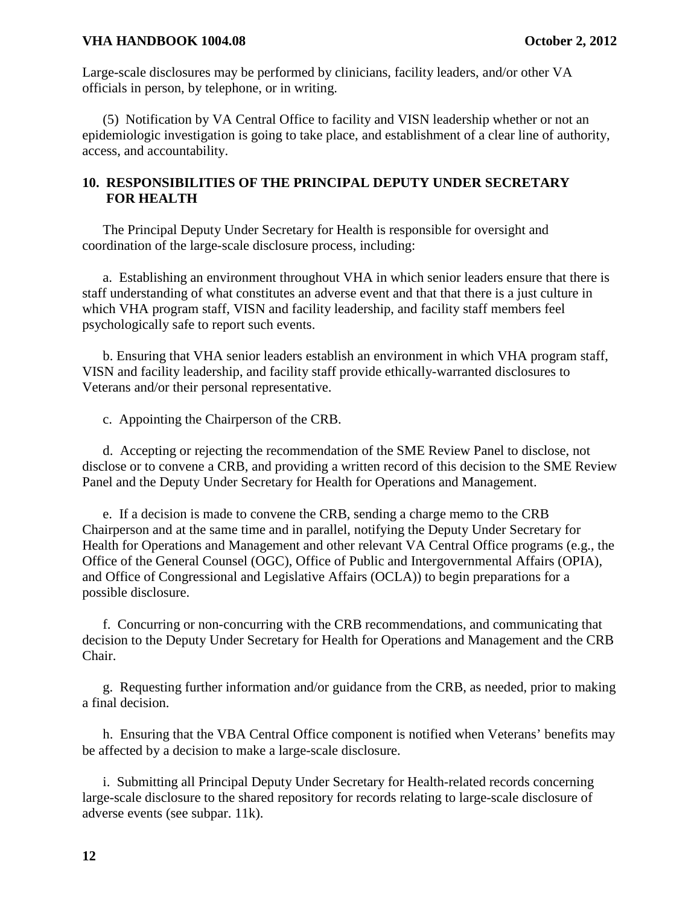Large-scale disclosures may be performed by clinicians, facility leaders, and/or other VA officials in person, by telephone, or in writing.

(5) Notification by VA Central Office to facility and VISN leadership whether or not an epidemiologic investigation is going to take place, and establishment of a clear line of authority, access, and accountability.

## 10. RESPONSIBILITIES OF THE PRINCIPAL DEPUTY UNDER SECRETARY FOR HEALTH

The Principal Deputy Under Secretary for Health is responsible for oversight and coordination of the large-scale disclosure process, including:

a. Establishing an environment throughout VHA in which senior leaders ensure that there is staff understanding of what constitutes an adverse event and that that there is a just culture in which VHA program staff, VISN and facility leadership, and facility staff members feel psychologically safe to report such events.

b. Ensuring that VHA senior leaders establish an environment in which VHA program staff, VISN and facility leadership, and facility staff provide ethically-warranted disclosures to Veterans and/or their personal representative.

c. Appointing the Chairperson of the CRB.

d. Accepting or rejecting the recommendation of the SME Review Panel to disclose, not disclose or to convene a CRB, and providing a written record of this decision to the SME Review Panel and the Deputy Under Secretary for Health for Operations and Management.

e. If a decision is made to convene the CRB, sending a charge memo to the CRB Chairperson and at the same time and in parallel, notifying the Deputy Under Secretary for Health for Operations and Management and other relevant VA Central Office programs (e.g., the Office of the General Counsel (OGC), Office of Public and Intergovernmental Affairs (OPIA), and Office of Congressional and Legislative Affairs (OCLA)) to begin preparations for a possible disclosure.

f. Concurring or non-concurring with the CRB recommendations, and communicating that decision to the Deputy Under Secretary for Health for Operations and Management and the CRB Chair.

g. Requesting further information and/or guidance from the CRB, as needed, prior to making a final decision.

h. Ensuring that the VBA Central Office component is notified when Veterans' benefits may be affected by a decision to make a large-scale disclosure.

i. Submitting all Principal Deputy Under Secretary for Health-related records concerning large-scale disclosure to the shared repository for records relating to large-scale disclosure of adverse events (see subpar. 11k).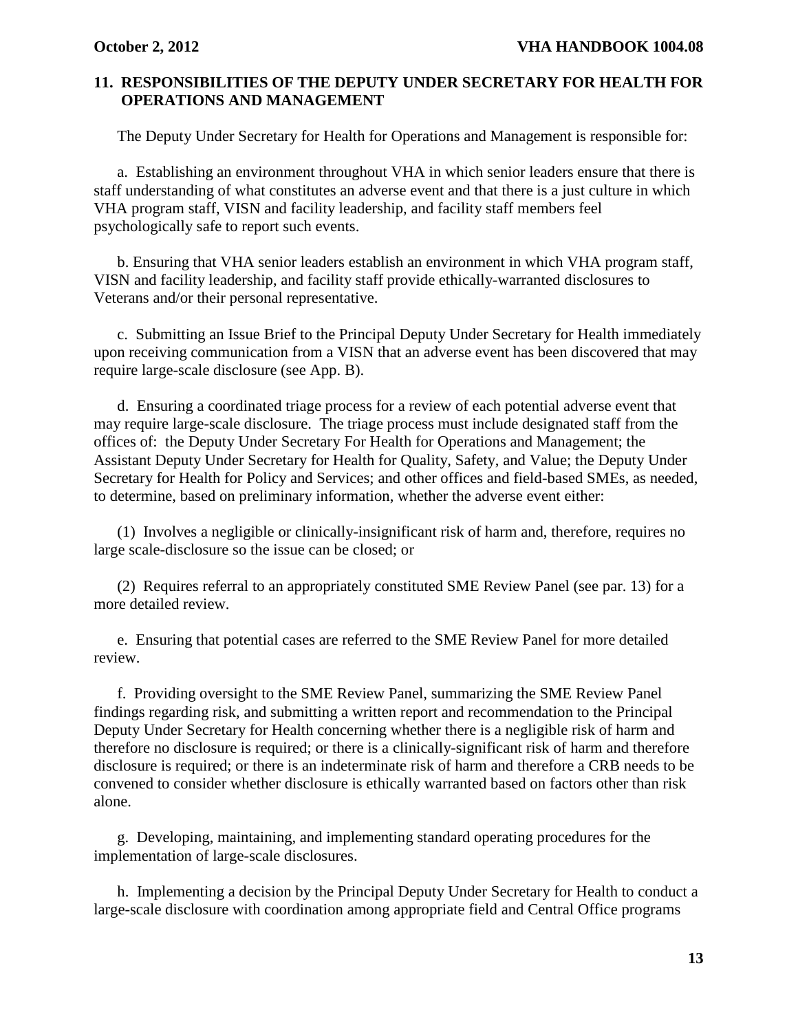## 11. RESPONSIBILITIES OF THE DEPUTY UNDER SECRETARY FOR HEALTH FOR OPERATIONS AND MANAGEMENT

The Deputy Under Secretary for Health for Operations and Management is responsible for:

a. Establishing an environment throughout VHA in which senior leaders ensure that there is staff understanding of what constitutes an adverse event and that there is a just culture in which VHA program staff, VISN and facility leadership, and facility staff members feel psychologically safe to report such events.

b. Ensuring that VHA senior leaders establish an environment in which VHA program staff, VISN and facility leadership, and facility staff provide ethically-warranted disclosures to Veterans and/or their personal representative.

c. Submitting an Issue Brief to the Principal Deputy Under Secretary for Health immediately upon receiving communication from a VISN that an adverse event has been discovered that may require large-scale disclosure (see App. B).

d. Ensuring a coordinated triage process for a review of each potential adverse event that may require large-scale disclosure. The triage process must include designated staff from the offices of: the Deputy Under Secretary For Health for Operations and Management; the Assistant Deputy Under Secretary for Health for Quality, Safety, and Value; the Deputy Under Secretary for Health for Policy and Services; and other offices and field-based SMEs, as needed, to determine, based on preliminary information, whether the adverse event either:

(1) Involves a negligible or clinically-insignificant risk of harm and, therefore, requires no large scale-disclosure so the issue can be closed; or

(2) Requires referral to an appropriately constituted SME Review Panel (see par. 13) for a more detailed review.

e. Ensuring that potential cases are referred to the SME Review Panel for more detailed review.

f. Providing oversight to the SME Review Panel, summarizing the SME Review Panel findings regarding risk, and submitting a written report and recommendation to the Principal Deputy Under Secretary for Health concerning whether there is a negligible risk of harm and therefore no disclosure is required; or there is a clinically-significant risk of harm and therefore disclosure is required; or there is an indeterminate risk of harm and therefore a CRB needs to be convened to consider whether disclosure is ethically warranted based on factors other than risk alone.

g. Developing, maintaining, and implementing standard operating procedures for the implementation of large-scale disclosures.

h. Implementing a decision by the Principal Deputy Under Secretary for Health to conduct a large-scale disclosure with coordination among appropriate field and Central Office programs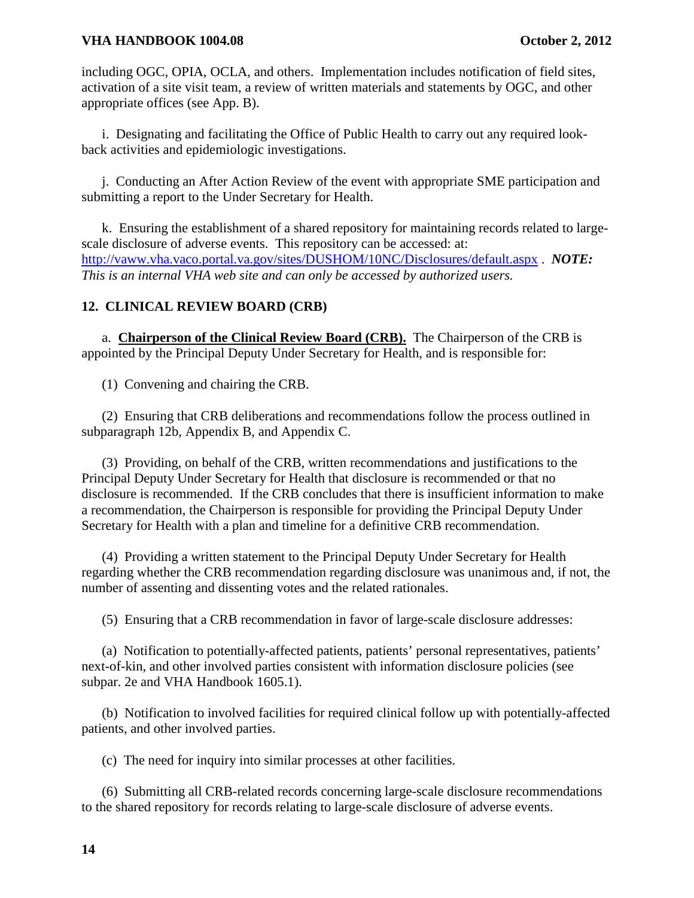including OGC, OPIA, OCLA, and others. Implementation includes notification of field sites, activation of a site visit team, a review of written materials and statements by OGC, and other appropriate offices (see App. B).

i. Designating and facilitating the Office of Public Health to carry out any required look-back activities and epidemiologic investigations.

j. Conducting an After Action Review of the event with appropriate SME participation and submitting a report to the Under Secretary for Health.

k. Ensuring the establishment of a shared repository for maintaining records related to large-scale disclosure of adverse events. This repository can be accessed: at: http://vaww.vha.vaco.portal.va.gov/sites/DUSHOM/10NC/Disclosures/default.aspx . ***NOTE:*** *This is an internal VHA web site and can only be accessed by authorized users.*

## 12. CLINICAL REVIEW BOARD (CRB)

a. **Chairperson of the Clinical Review Board (CRB).** The Chairperson of the CRB is appointed by the Principal Deputy Under Secretary for Health, and is responsible for:

(1) Convening and chairing the CRB.

(2) Ensuring that CRB deliberations and recommendations follow the process outlined in subparagraph 12b, Appendix B, and Appendix C.

(3) Providing, on behalf of the CRB, written recommendations and justifications to the Principal Deputy Under Secretary for Health that disclosure is recommended or that no disclosure is recommended. If the CRB concludes that there is insufficient information to make a recommendation, the Chairperson is responsible for providing the Principal Deputy Under Secretary for Health with a plan and timeline for a definitive CRB recommendation.

(4) Providing a written statement to the Principal Deputy Under Secretary for Health regarding whether the CRB recommendation regarding disclosure was unanimous and, if not, the number of assenting and dissenting votes and the related rationales.

(5) Ensuring that a CRB recommendation in favor of large-scale disclosure addresses:

(a) Notification to potentially-affected patients, patients' personal representatives, patients' next-of-kin, and other involved parties consistent with information disclosure policies (see subpar. 2e and VHA Handbook 1605.1).

(b) Notification to involved facilities for required clinical follow up with potentially-affected patients, and other involved parties.

(c) The need for inquiry into similar processes at other facilities.

(6) Submitting all CRB-related records concerning large-scale disclosure recommendations to the shared repository for records relating to large-scale disclosure of adverse events.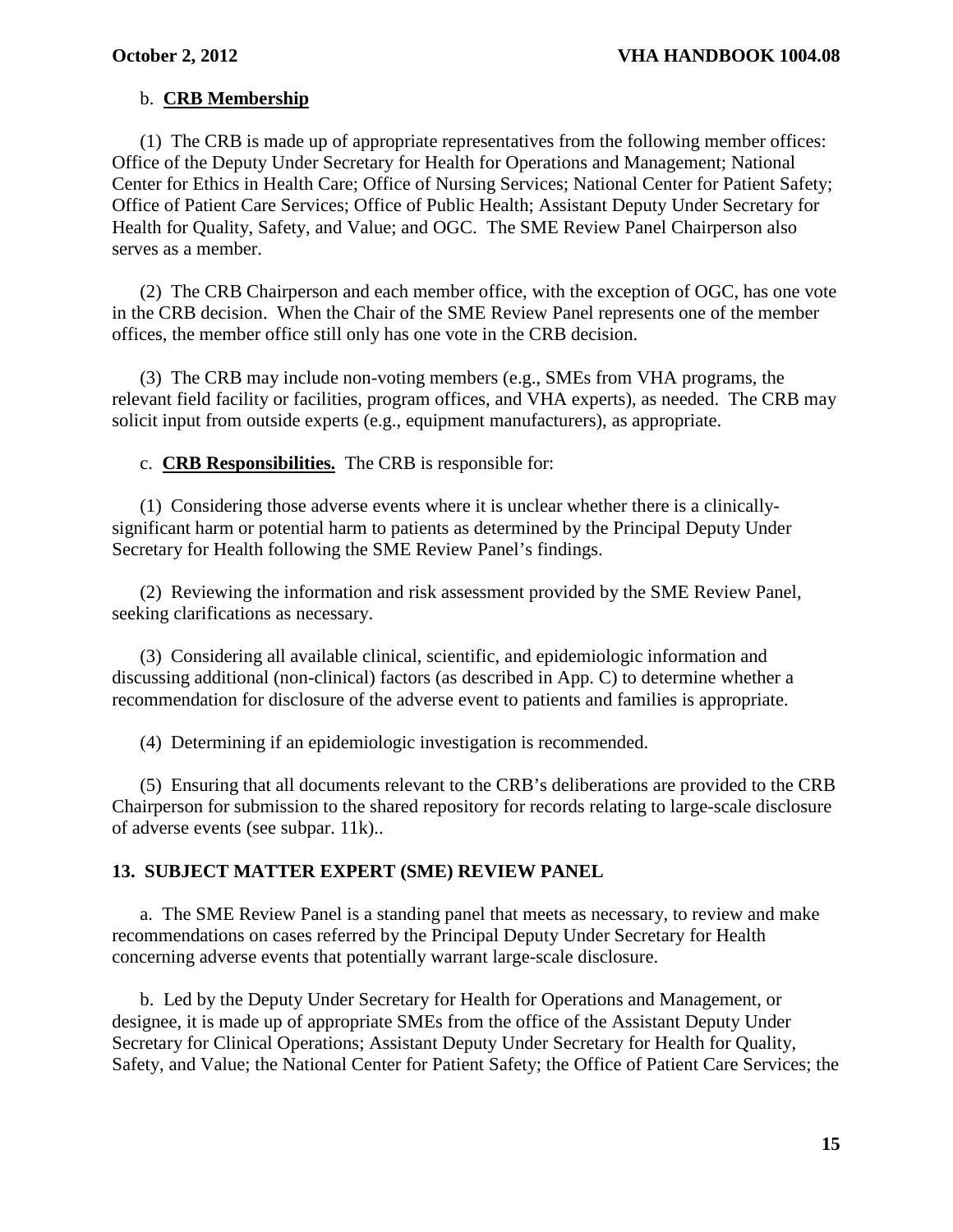b. **CRB Membership**

(1) The CRB is made up of appropriate representatives from the following member offices: Office of the Deputy Under Secretary for Health for Operations and Management; National Center for Ethics in Health Care; Office of Nursing Services; National Center for Patient Safety; Office of Patient Care Services; Office of Public Health; Assistant Deputy Under Secretary for Health for Quality, Safety, and Value; and OGC. The SME Review Panel Chairperson also serves as a member.

(2) The CRB Chairperson and each member office, with the exception of OGC, has one vote in the CRB decision. When the Chair of the SME Review Panel represents one of the member offices, the member office still only has one vote in the CRB decision.

(3) The CRB may include non-voting members (e.g., SMEs from VHA programs, the relevant field facility or facilities, program offices, and VHA experts), as needed. The CRB may solicit input from outside experts (e.g., equipment manufacturers), as appropriate.

c. **CRB Responsibilities.** The CRB is responsible for:

(1) Considering those adverse events where it is unclear whether there is a clinically-significant harm or potential harm to patients as determined by the Principal Deputy Under Secretary for Health following the SME Review Panel's findings.

(2) Reviewing the information and risk assessment provided by the SME Review Panel, seeking clarifications as necessary.

(3) Considering all available clinical, scientific, and epidemiologic information and discussing additional (non-clinical) factors (as described in App. C) to determine whether a recommendation for disclosure of the adverse event to patients and families is appropriate.

(4) Determining if an epidemiologic investigation is recommended.

(5) Ensuring that all documents relevant to the CRB's deliberations are provided to the CRB Chairperson for submission to the shared repository for records relating to large-scale disclosure of adverse events (see subpar. 11k)..

## 13. SUBJECT MATTER EXPERT (SME) REVIEW PANEL

a. The SME Review Panel is a standing panel that meets as necessary, to review and make recommendations on cases referred by the Principal Deputy Under Secretary for Health concerning adverse events that potentially warrant large-scale disclosure.

b. Led by the Deputy Under Secretary for Health for Operations and Management, or designee, it is made up of appropriate SMEs from the office of the Assistant Deputy Under Secretary for Clinical Operations; Assistant Deputy Under Secretary for Health for Quality, Safety, and Value; the National Center for Patient Safety; the Office of Patient Care Services; the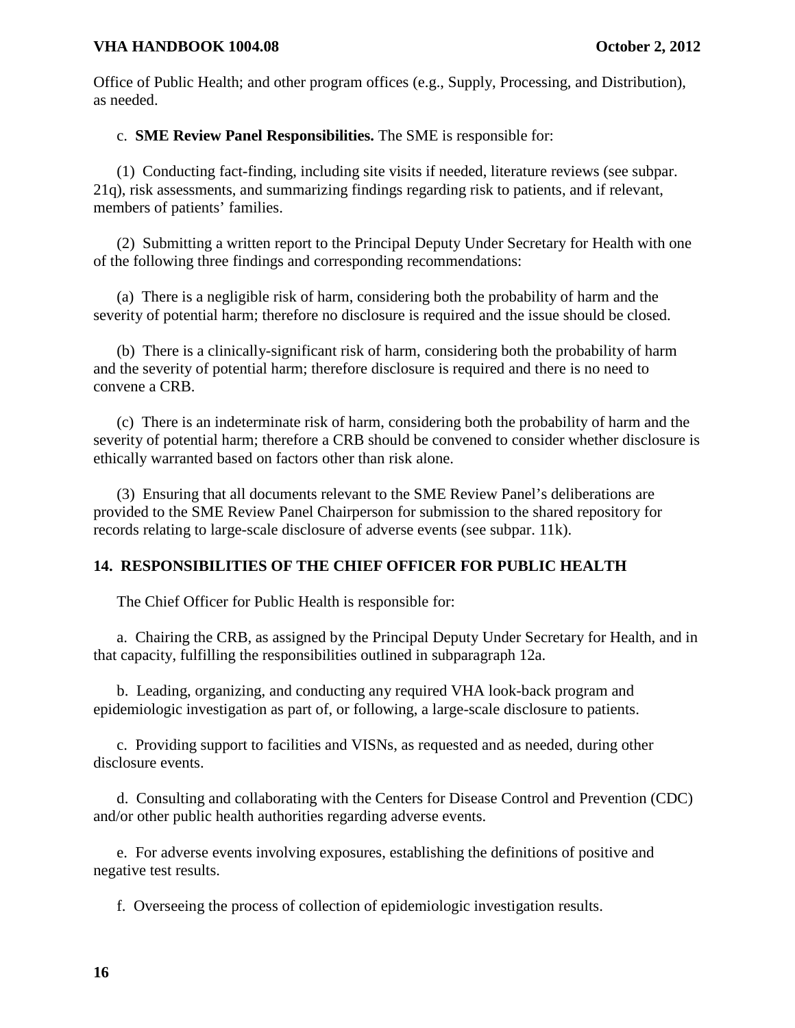Office of Public Health; and other program offices (e.g., Supply, Processing, and Distribution), as needed.

c. **SME Review Panel Responsibilities.** The SME is responsible for:

(1) Conducting fact-finding, including site visits if needed, literature reviews (see subpar. 21q), risk assessments, and summarizing findings regarding risk to patients, and if relevant, members of patients' families.

(2) Submitting a written report to the Principal Deputy Under Secretary for Health with one of the following three findings and corresponding recommendations:

(a) There is a negligible risk of harm, considering both the probability of harm and the severity of potential harm; therefore no disclosure is required and the issue should be closed.

(b) There is a clinically-significant risk of harm, considering both the probability of harm and the severity of potential harm; therefore disclosure is required and there is no need to convene a CRB.

(c) There is an indeterminate risk of harm, considering both the probability of harm and the severity of potential harm; therefore a CRB should be convened to consider whether disclosure is ethically warranted based on factors other than risk alone.

(3) Ensuring that all documents relevant to the SME Review Panel's deliberations are provided to the SME Review Panel Chairperson for submission to the shared repository for records relating to large-scale disclosure of adverse events (see subpar. 11k).

## 14. RESPONSIBILITIES OF THE CHIEF OFFICER FOR PUBLIC HEALTH

The Chief Officer for Public Health is responsible for:

a. Chairing the CRB, as assigned by the Principal Deputy Under Secretary for Health, and in that capacity, fulfilling the responsibilities outlined in subparagraph 12a.

b. Leading, organizing, and conducting any required VHA look-back program and epidemiologic investigation as part of, or following, a large-scale disclosure to patients.

c. Providing support to facilities and VISNs, as requested and as needed, during other disclosure events.

d. Consulting and collaborating with the Centers for Disease Control and Prevention (CDC) and/or other public health authorities regarding adverse events.

e. For adverse events involving exposures, establishing the definitions of positive and negative test results.

f. Overseeing the process of collection of epidemiologic investigation results.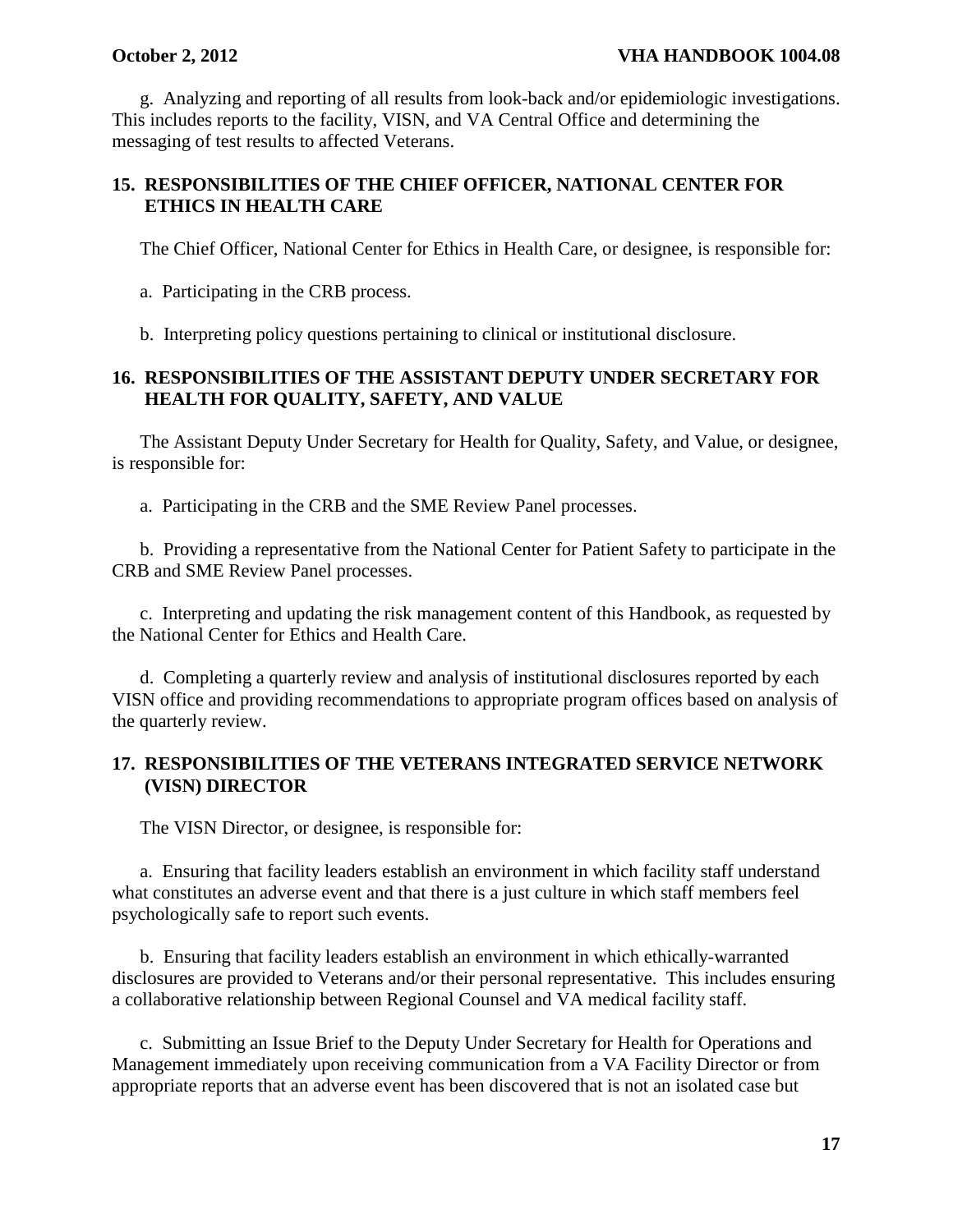g. Analyzing and reporting of all results from look-back and/or epidemiologic investigations. This includes reports to the facility, VISN, and VA Central Office and determining the messaging of test results to affected Veterans.

## 15. RESPONSIBILITIES OF THE CHIEF OFFICER, NATIONAL CENTER FOR ETHICS IN HEALTH CARE

The Chief Officer, National Center for Ethics in Health Care, or designee, is responsible for:

a. Participating in the CRB process.

b. Interpreting policy questions pertaining to clinical or institutional disclosure.

## 16. RESPONSIBILITIES OF THE ASSISTANT DEPUTY UNDER SECRETARY FOR HEALTH FOR QUALITY, SAFETY, AND VALUE

The Assistant Deputy Under Secretary for Health for Quality, Safety, and Value, or designee, is responsible for:

a. Participating in the CRB and the SME Review Panel processes.

b. Providing a representative from the National Center for Patient Safety to participate in the CRB and SME Review Panel processes.

c. Interpreting and updating the risk management content of this Handbook, as requested by the National Center for Ethics and Health Care.

d. Completing a quarterly review and analysis of institutional disclosures reported by each VISN office and providing recommendations to appropriate program offices based on analysis of the quarterly review.

## 17. RESPONSIBILITIES OF THE VETERANS INTEGRATED SERVICE NETWORK (VISN) DIRECTOR

The VISN Director, or designee, is responsible for:

a. Ensuring that facility leaders establish an environment in which facility staff understand what constitutes an adverse event and that there is a just culture in which staff members feel psychologically safe to report such events.

b. Ensuring that facility leaders establish an environment in which ethically-warranted disclosures are provided to Veterans and/or their personal representative. This includes ensuring a collaborative relationship between Regional Counsel and VA medical facility staff.

c. Submitting an Issue Brief to the Deputy Under Secretary for Health for Operations and Management immediately upon receiving communication from a VA Facility Director or from appropriate reports that an adverse event has been discovered that is not an isolated case but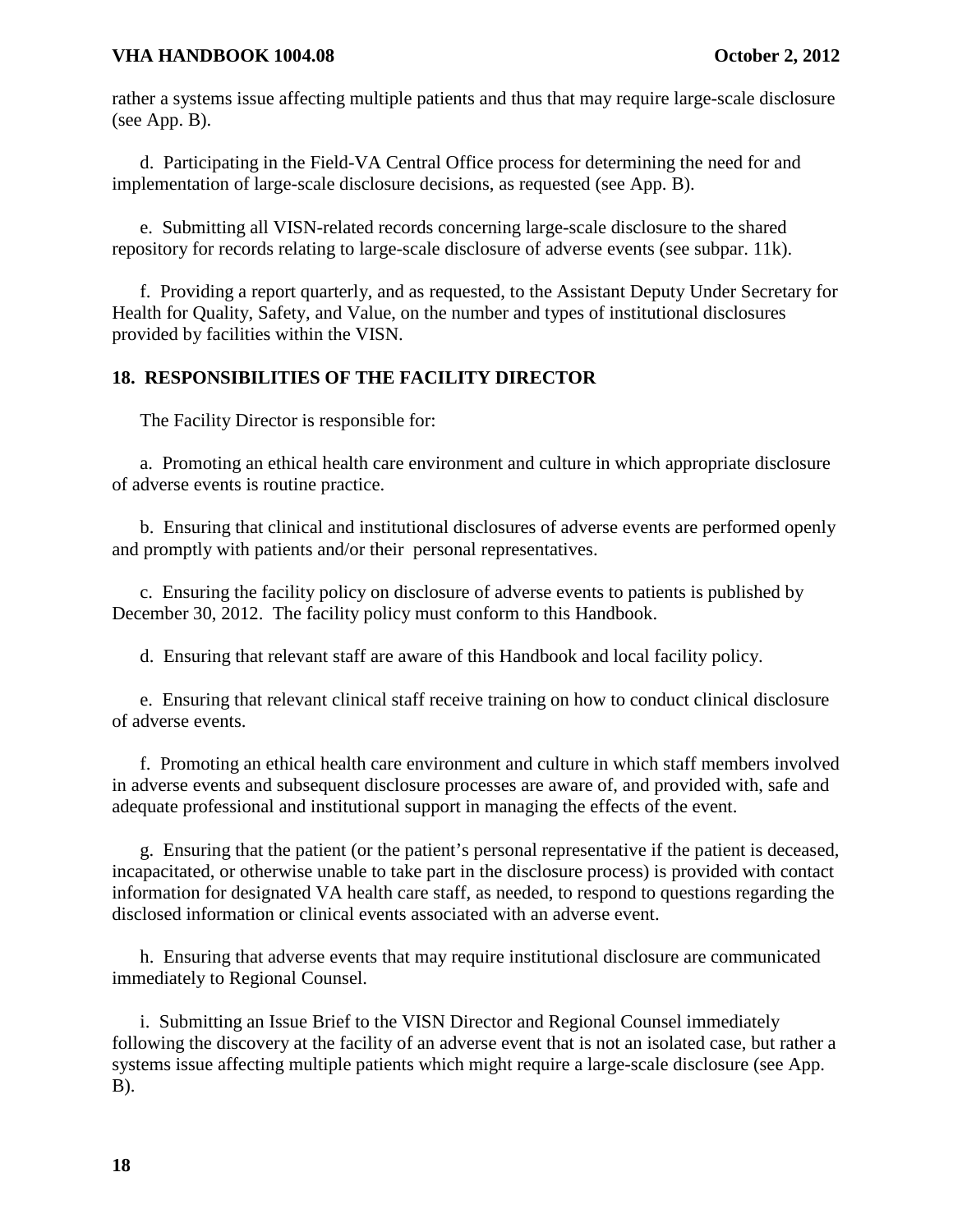rather a systems issue affecting multiple patients and thus that may require large-scale disclosure (see App. B).

d. Participating in the Field-VA Central Office process for determining the need for and implementation of large-scale disclosure decisions, as requested (see App. B).

e. Submitting all VISN-related records concerning large-scale disclosure to the shared repository for records relating to large-scale disclosure of adverse events (see subpar. 11k).

f. Providing a report quarterly, and as requested, to the Assistant Deputy Under Secretary for Health for Quality, Safety, and Value, on the number and types of institutional disclosures provided by facilities within the VISN.

## 18. RESPONSIBILITIES OF THE FACILITY DIRECTOR

The Facility Director is responsible for:

a. Promoting an ethical health care environment and culture in which appropriate disclosure of adverse events is routine practice.

b. Ensuring that clinical and institutional disclosures of adverse events are performed openly and promptly with patients and/or their personal representatives.

c. Ensuring the facility policy on disclosure of adverse events to patients is published by December 30, 2012. The facility policy must conform to this Handbook.

d. Ensuring that relevant staff are aware of this Handbook and local facility policy.

e. Ensuring that relevant clinical staff receive training on how to conduct clinical disclosure of adverse events.

f. Promoting an ethical health care environment and culture in which staff members involved in adverse events and subsequent disclosure processes are aware of, and provided with, safe and adequate professional and institutional support in managing the effects of the event.

g. Ensuring that the patient (or the patient's personal representative if the patient is deceased, incapacitated, or otherwise unable to take part in the disclosure process) is provided with contact information for designated VA health care staff, as needed, to respond to questions regarding the disclosed information or clinical events associated with an adverse event.

h. Ensuring that adverse events that may require institutional disclosure are communicated immediately to Regional Counsel.

i. Submitting an Issue Brief to the VISN Director and Regional Counsel immediately following the discovery at the facility of an adverse event that is not an isolated case, but rather a systems issue affecting multiple patients which might require a large-scale disclosure (see App. B).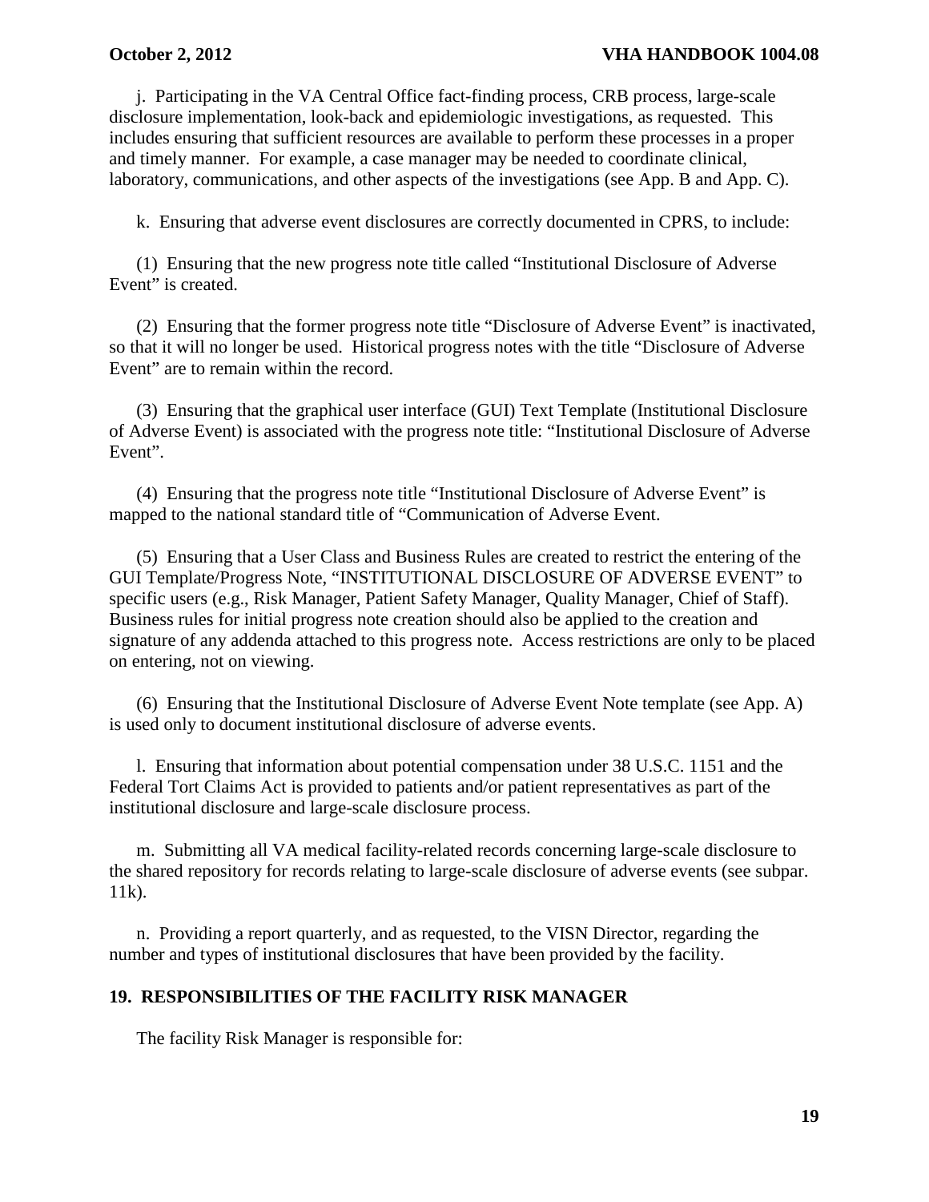j. Participating in the VA Central Office fact-finding process, CRB process, large-scale disclosure implementation, look-back and epidemiologic investigations, as requested. This includes ensuring that sufficient resources are available to perform these processes in a proper and timely manner. For example, a case manager may be needed to coordinate clinical, laboratory, communications, and other aspects of the investigations (see App. B and App. C).

k. Ensuring that adverse event disclosures are correctly documented in CPRS, to include:

(1) Ensuring that the new progress note title called "Institutional Disclosure of Adverse Event" is created.

(2) Ensuring that the former progress note title "Disclosure of Adverse Event" is inactivated, so that it will no longer be used. Historical progress notes with the title "Disclosure of Adverse Event" are to remain within the record.

(3) Ensuring that the graphical user interface (GUI) Text Template (Institutional Disclosure of Adverse Event) is associated with the progress note title: "Institutional Disclosure of Adverse Event".

(4) Ensuring that the progress note title "Institutional Disclosure of Adverse Event" is mapped to the national standard title of "Communication of Adverse Event.

(5) Ensuring that a User Class and Business Rules are created to restrict the entering of the GUI Template/Progress Note, "INSTITUTIONAL DISCLOSURE OF ADVERSE EVENT" to specific users (e.g., Risk Manager, Patient Safety Manager, Quality Manager, Chief of Staff). Business rules for initial progress note creation should also be applied to the creation and signature of any addenda attached to this progress note. Access restrictions are only to be placed on entering, not on viewing.

(6) Ensuring that the Institutional Disclosure of Adverse Event Note template (see App. A) is used only to document institutional disclosure of adverse events.

l. Ensuring that information about potential compensation under 38 U.S.C. 1151 and the Federal Tort Claims Act is provided to patients and/or patient representatives as part of the institutional disclosure and large-scale disclosure process.

m. Submitting all VA medical facility-related records concerning large-scale disclosure to the shared repository for records relating to large-scale disclosure of adverse events (see subpar. 11k).

n. Providing a report quarterly, and as requested, to the VISN Director, regarding the number and types of institutional disclosures that have been provided by the facility.

## 19. RESPONSIBILITIES OF THE FACILITY RISK MANAGER

The facility Risk Manager is responsible for: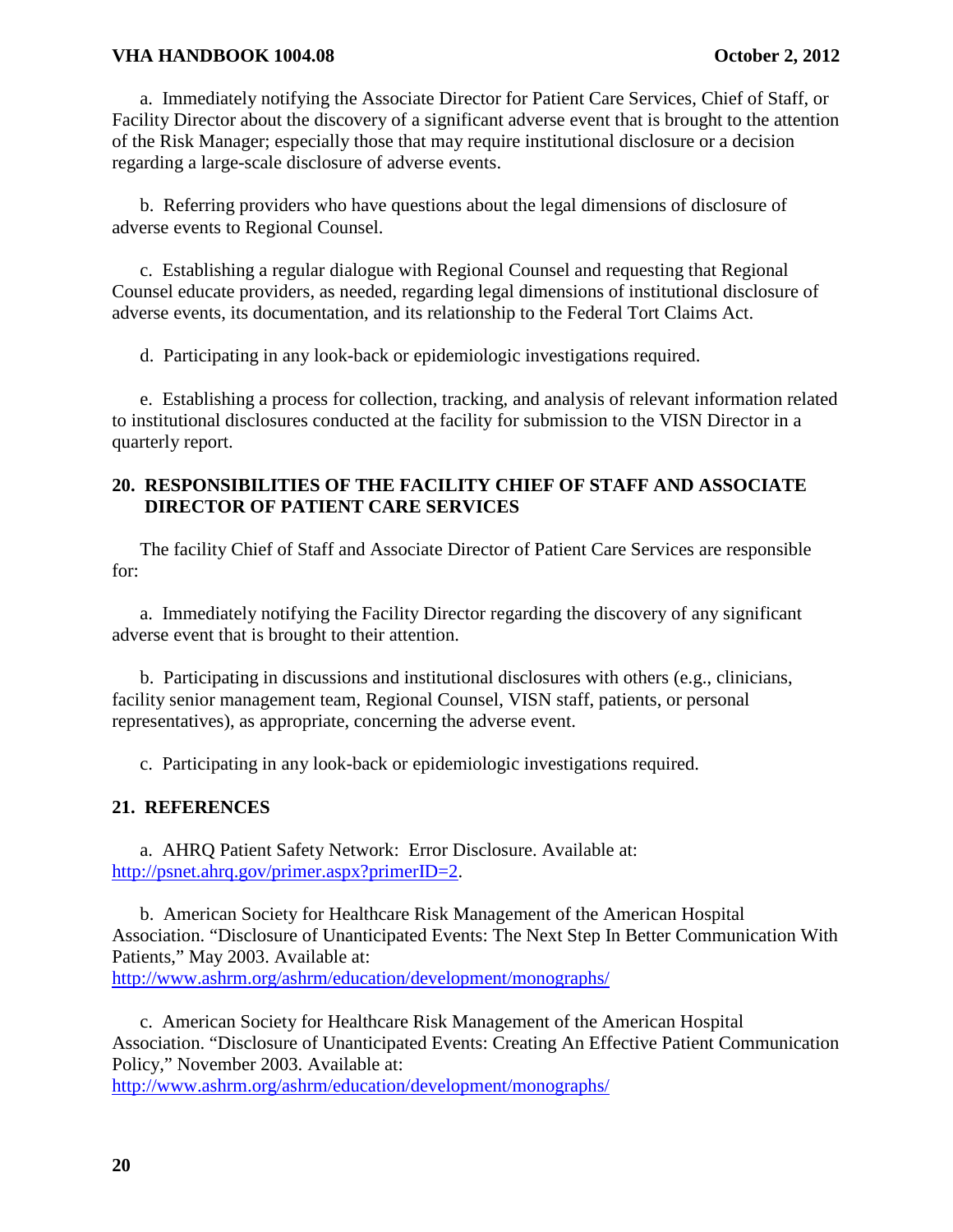a. Immediately notifying the Associate Director for Patient Care Services, Chief of Staff, or Facility Director about the discovery of a significant adverse event that is brought to the attention of the Risk Manager; especially those that may require institutional disclosure or a decision regarding a large-scale disclosure of adverse events.

b. Referring providers who have questions about the legal dimensions of disclosure of adverse events to Regional Counsel.

c. Establishing a regular dialogue with Regional Counsel and requesting that Regional Counsel educate providers, as needed, regarding legal dimensions of institutional disclosure of adverse events, its documentation, and its relationship to the Federal Tort Claims Act.

d. Participating in any look-back or epidemiologic investigations required.

e. Establishing a process for collection, tracking, and analysis of relevant information related to institutional disclosures conducted at the facility for submission to the VISN Director in a quarterly report.

## 20. RESPONSIBILITIES OF THE FACILITY CHIEF OF STAFF AND ASSOCIATE DIRECTOR OF PATIENT CARE SERVICES

The facility Chief of Staff and Associate Director of Patient Care Services are responsible for:

a. Immediately notifying the Facility Director regarding the discovery of any significant adverse event that is brought to their attention.

b. Participating in discussions and institutional disclosures with others (e.g., clinicians, facility senior management team, Regional Counsel, VISN staff, patients, or personal representatives), as appropriate, concerning the adverse event.

c. Participating in any look-back or epidemiologic investigations required.

## 21. REFERENCES

a. AHRQ Patient Safety Network: Error Disclosure. Available at: http://psnet.ahrq.gov/primer.aspx?primerID=2.

b. American Society for Healthcare Risk Management of the American Hospital Association. "Disclosure of Unanticipated Events: The Next Step In Better Communication With Patients," May 2003. Available at: http://www.ashrm.org/ashrm/education/development/monographs/

c. American Society for Healthcare Risk Management of the American Hospital Association. "Disclosure of Unanticipated Events: Creating An Effective Patient Communication Policy," November 2003. Available at: http://www.ashrm.org/ashrm/education/development/monographs/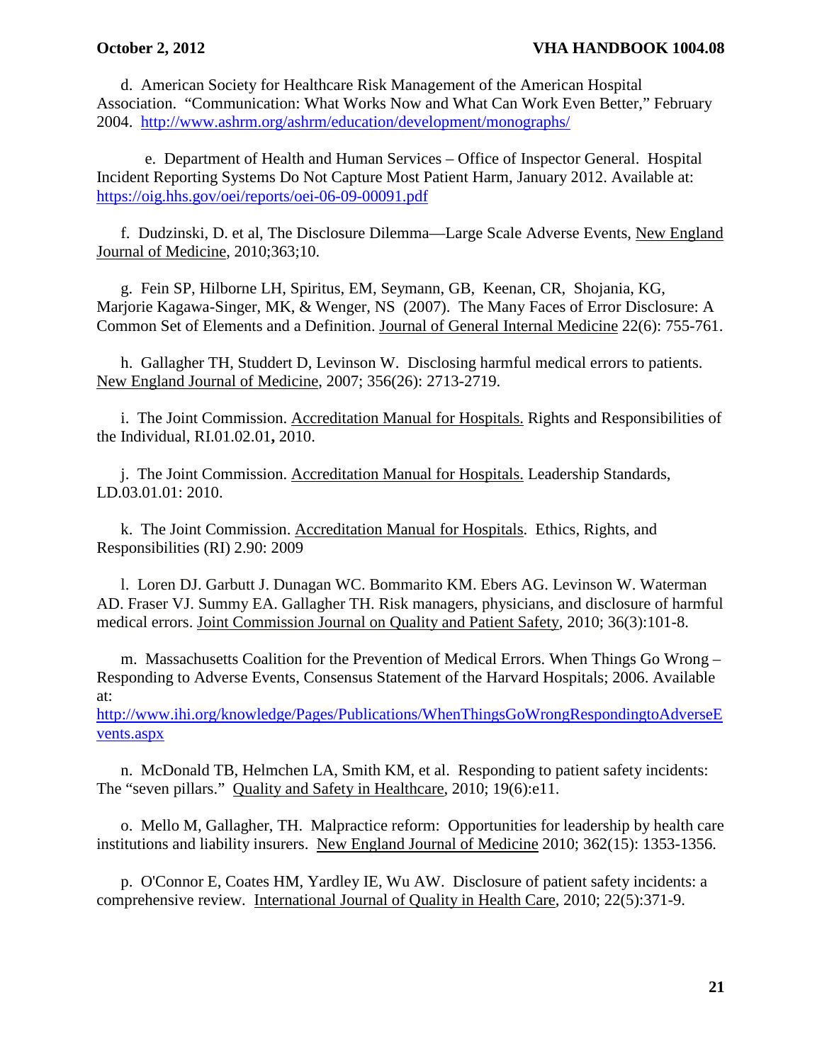d. American Society for Healthcare Risk Management of the American Hospital Association. "Communication: What Works Now and What Can Work Even Better," February 2004. http://www.ashrm.org/ashrm/education/development/monographs/

e. Department of Health and Human Services – Office of Inspector General. Hospital Incident Reporting Systems Do Not Capture Most Patient Harm, January 2012. Available at: https://oig.hhs.gov/oei/reports/oei-06-09-00091.pdf

f. Dudzinski, D. et al, The Disclosure Dilemma—Large Scale Adverse Events, New England Journal of Medicine, 2010;363;10.

g. Fein SP, Hilborne LH, Spiritus, EM, Seymann, GB, Keenan, CR, Shojania, KG, Marjorie Kagawa-Singer, MK, & Wenger, NS (2007). The Many Faces of Error Disclosure: A Common Set of Elements and a Definition. Journal of General Internal Medicine 22(6): 755-761.

h. Gallagher TH, Studdert D, Levinson W. Disclosing harmful medical errors to patients. New England Journal of Medicine, 2007; 356(26): 2713-2719.

i. The Joint Commission. Accreditation Manual for Hospitals. Rights and Responsibilities of the Individual, RI.01.02.01**,** 2010.

j. The Joint Commission. Accreditation Manual for Hospitals. Leadership Standards, LD.03.01.01: 2010.

k. The Joint Commission. Accreditation Manual for Hospitals. Ethics, Rights, and Responsibilities (RI) 2.90: 2009

l. Loren DJ. Garbutt J. Dunagan WC. Bommarito KM. Ebers AG. Levinson W. Waterman AD. Fraser VJ. Summy EA. Gallagher TH. Risk managers, physicians, and disclosure of harmful medical errors. Joint Commission Journal on Quality and Patient Safety, 2010; 36(3):101-8.

m. Massachusetts Coalition for the Prevention of Medical Errors. When Things Go Wrong – Responding to Adverse Events, Consensus Statement of the Harvard Hospitals; 2006. Available at:
http://www.ihi.org/knowledge/Pages/Publications/WhenThingsGoWrongRespondingtoAdverseEvents.aspx

n. McDonald TB, Helmchen LA, Smith KM, et al. Responding to patient safety incidents: The "seven pillars." Quality and Safety in Healthcare, 2010; 19(6):e11.

o. Mello M, Gallagher, TH. Malpractice reform: Opportunities for leadership by health care institutions and liability insurers. New England Journal of Medicine 2010; 362(15): 1353-1356.

p. O'Connor E, Coates HM, Yardley IE, Wu AW. Disclosure of patient safety incidents: a comprehensive review. International Journal of Quality in Health Care, 2010; 22(5):371-9.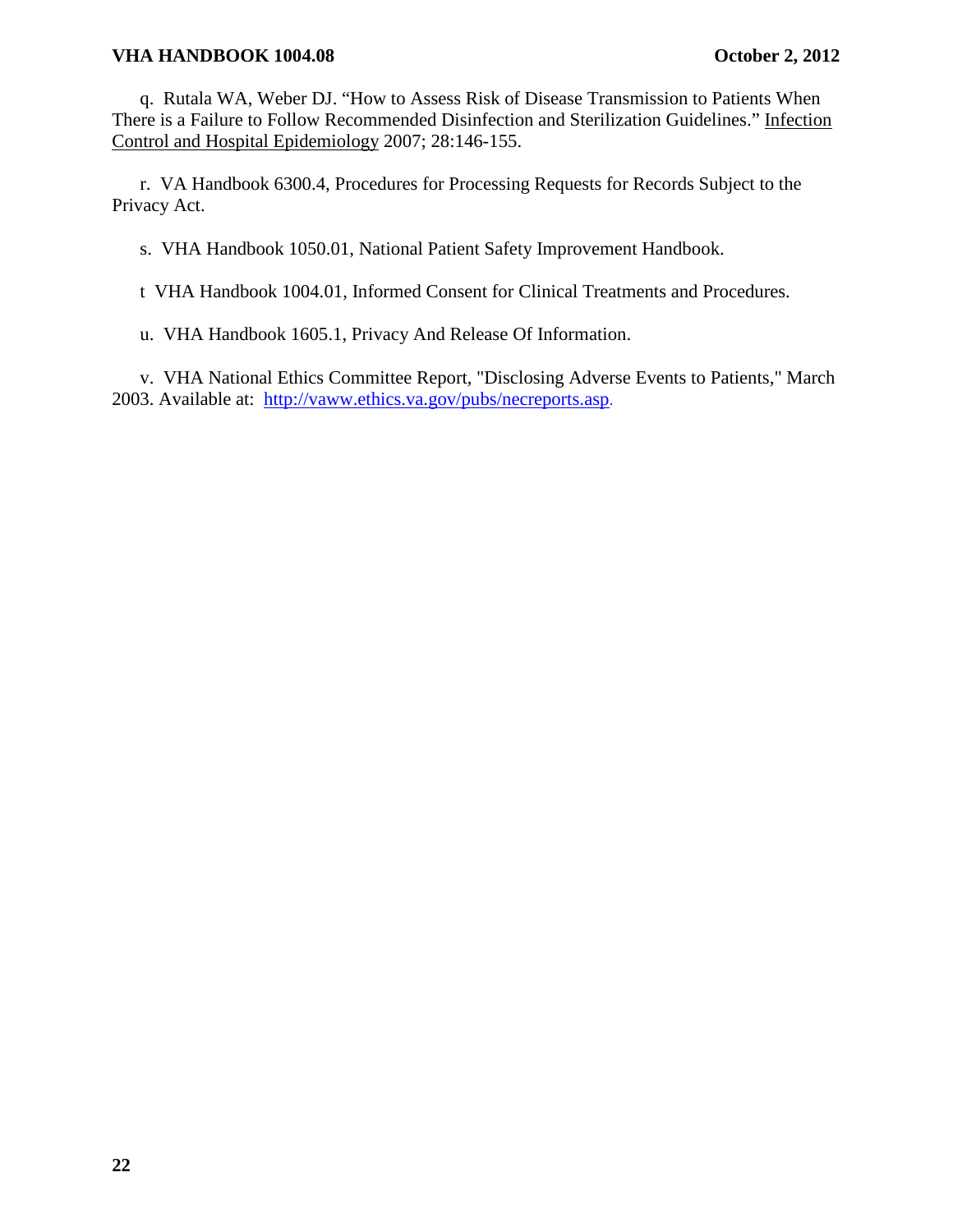q. Rutala WA, Weber DJ. "How to Assess Risk of Disease Transmission to Patients When There is a Failure to Follow Recommended Disinfection and Sterilization Guidelines." Infection Control and Hospital Epidemiology 2007; 28:146-155.

r. VA Handbook 6300.4, Procedures for Processing Requests for Records Subject to the Privacy Act.

s. VHA Handbook 1050.01, National Patient Safety Improvement Handbook.

t VHA Handbook 1004.01, Informed Consent for Clinical Treatments and Procedures.

u. VHA Handbook 1605.1, Privacy And Release Of Information.

v. VHA National Ethics Committee Report, "Disclosing Adverse Events to Patients," March 2003. Available at: http://vaww.ethics.va.gov/pubs/necreports.asp.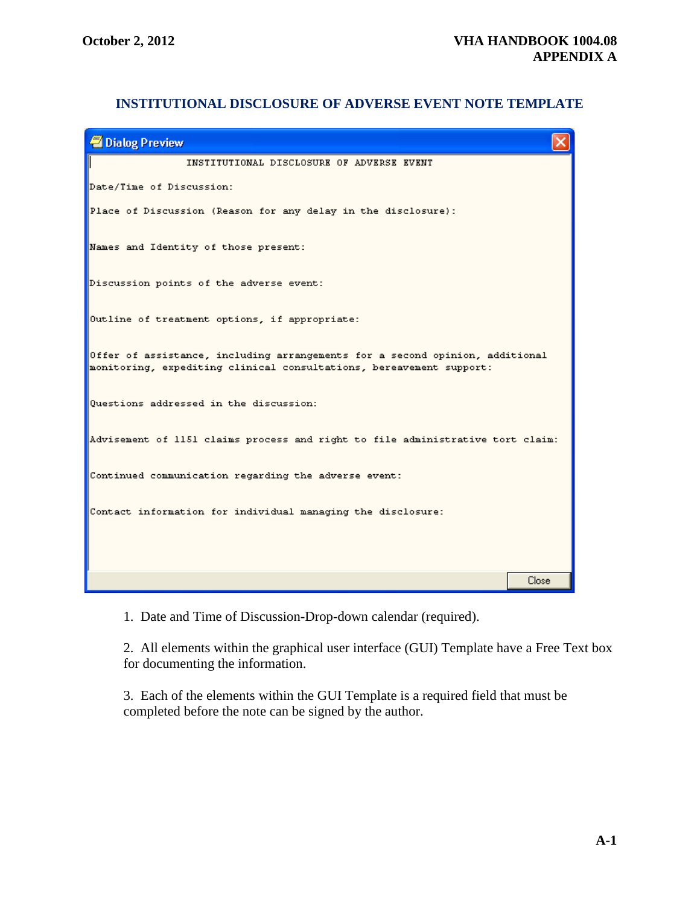# INSTITUTIONAL DISCLOSURE OF ADVERSE EVENT NOTE TEMPLATE

```
Dialog Preview

                    INSTITUTIONAL DISCLOSURE OF ADVERSE EVENT

Date/Time of Discussion:

Place of Discussion (Reason for any delay in the disclosure):

Names and Identity of those present:

Discussion points of the adverse event:

Outline of treatment options, if appropriate:

Offer of assistance, including arrangements for a second opinion, additional
monitoring, expediting clinical consultations, bereavement support:

Questions addressed in the discussion:

Advisement of 1151 claims process and right to file administrative tort claim:

Continued communication regarding the adverse event:

Contact information for individual managing the disclosure:

                                                                        Close
```

1. Date and Time of Discussion-Drop-down calendar (required).

2. All elements within the graphical user interface (GUI) Template have a Free Text box for documenting the information.

3. Each of the elements within the GUI Template is a required field that must be completed before the note can be signed by the author.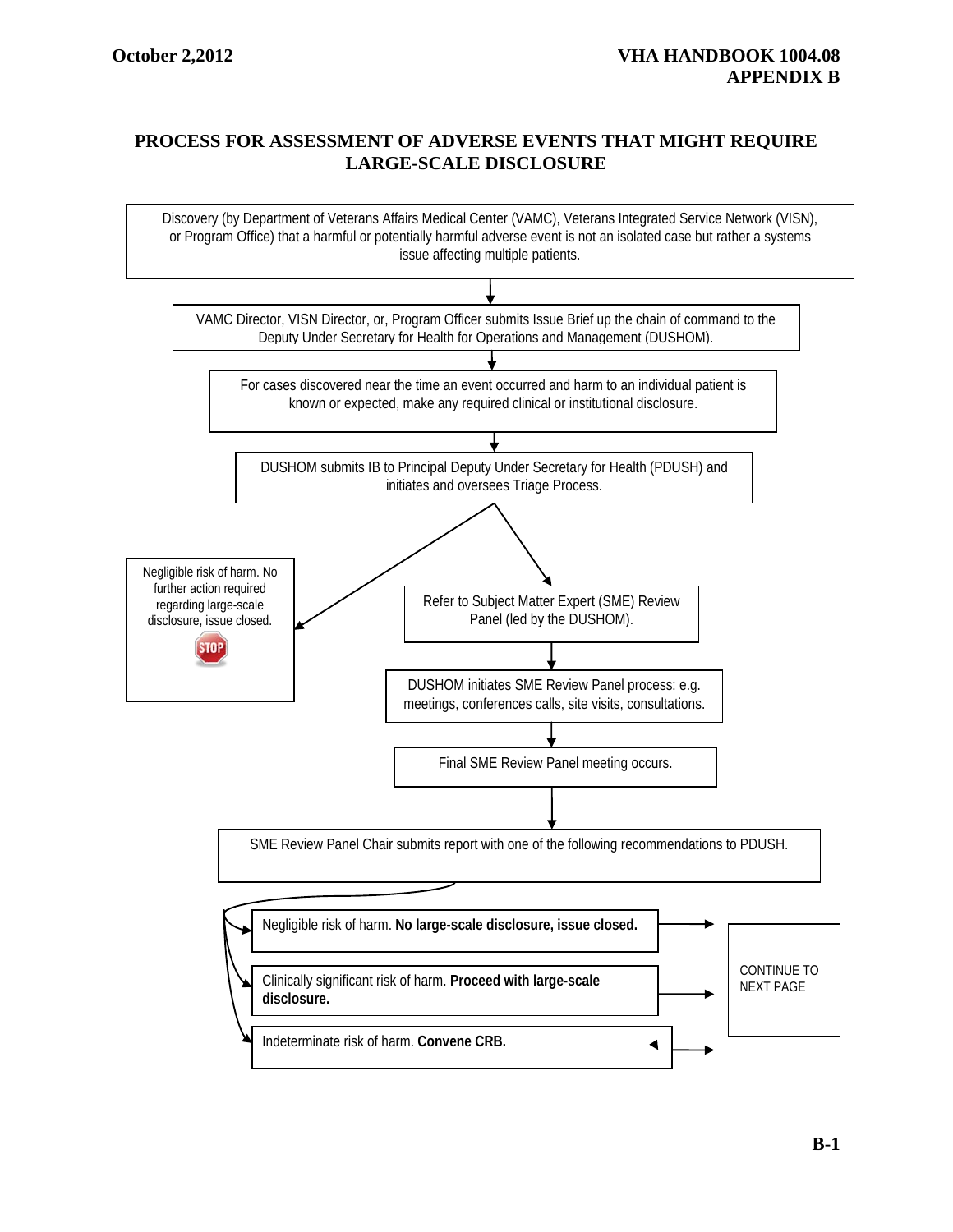# PROCESS FOR ASSESSMENT OF ADVERSE EVENTS THAT MIGHT REQUIRE LARGE-SCALE DISCLOSURE

Discovery (by Department of Veterans Affairs Medical Center (VAMC), Veterans Integrated Service Network (VISN), or Program Office) that a harmful or potentially harmful adverse event is not an isolated case but rather a systems issue affecting multiple patients.

↓

VAMC Director, VISN Director, or, Program Officer submits Issue Brief up the chain of command to the Deputy Under Secretary for Health for Operations and Management (DUSHOM).

↓

For cases discovered near the time an event occurred and harm to an individual patient is known or expected, make any required clinical or institutional disclosure.

↓

DUSHOM submits IB to Principal Deputy Under Secretary for Health (PDUSH) and initiates and oversees Triage Process.

↓ (two branches)

- Negligible risk of harm. No further action required regarding large-scale disclosure, issue closed. STOP
- Refer to Subject Matter Expert (SME) Review Panel (led by the DUSHOM).

  ↓

  DUSHOM initiates SME Review Panel process: e.g. meetings, conferences calls, site visits, consultations.

  ↓

  Final SME Review Panel meeting occurs.

  ↓

SME Review Panel Chair submits report with one of the following recommendations to PDUSH.

- Negligible risk of harm. **No large-scale disclosure, issue closed.** → CONTINUE TO NEXT PAGE
- Clinically significant risk of harm. **Proceed with large-scale disclosure.** → CONTINUE TO NEXT PAGE
- Indeterminate risk of harm. **Convene CRB.** → CONTINUE TO NEXT PAGE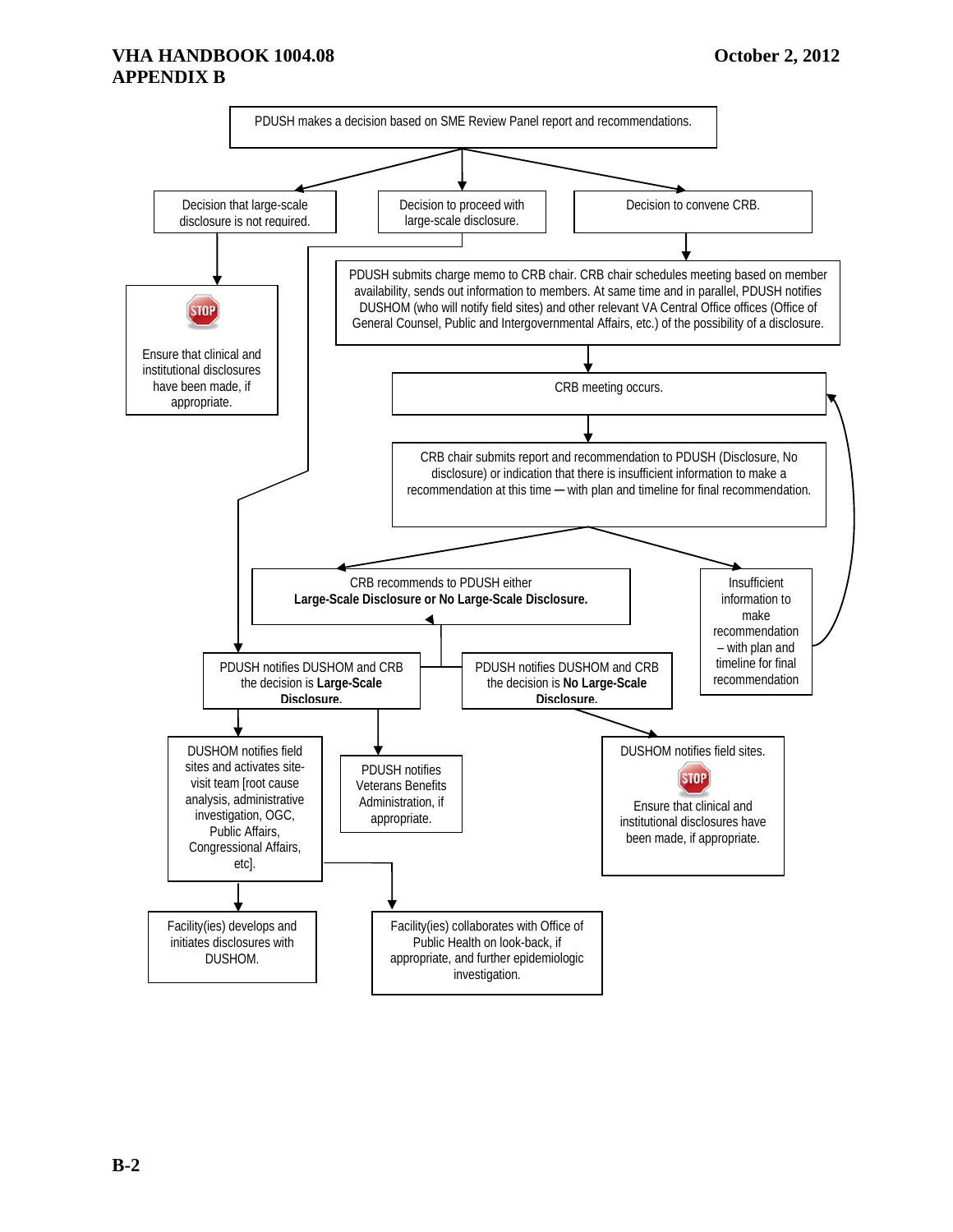PDUSH makes a decision based on SME Review Panel report and recommendations.

- Decision that large-scale disclosure is not required.
  - STOP — Ensure that clinical and institutional disclosures have been made, if appropriate.
- Decision to proceed with large-scale disclosure.
  - (proceeds to: PDUSH notifies DUSHOM and CRB the decision is **Large-Scale Disclosure.**)
- Decision to convene CRB.
  - PDUSH submits charge memo to CRB chair. CRB chair schedules meeting based on member availability, sends out information to members. At same time and in parallel, PDUSH notifies DUSHOM (who will notify field sites) and other relevant VA Central Office offices (Office of General Counsel, Public and Intergovernmental Affairs, etc.) of the possibility of a disclosure.
  - CRB meeting occurs.
  - CRB chair submits report and recommendation to PDUSH (Disclosure, No disclosure) or indication that there is insufficient information to make a recommendation at this time — with plan and timeline for final recommendation.
    - CRB recommends to PDUSH either **Large-Scale Disclosure or No Large-Scale Disclosure.**
      - PDUSH notifies DUSHOM and CRB the decision is **Large-Scale Disclosure.**
        - DUSHOM notifies field sites and activates site-visit team [root cause analysis, administrative investigation, OGC, Public Affairs, Congressional Affairs, etc].
          - Facility(ies) develops and initiates disclosures with DUSHOM.
          - Facility(ies) collaborates with Office of Public Health on look-back, if appropriate, and further epidemiologic investigation.
        - PDUSH notifies Veterans Benefits Administration, if appropriate.
      - PDUSH notifies DUSHOM and CRB the decision is **No Large-Scale Disclosure.**
        - DUSHOM notifies field sites.
          - STOP — Ensure that clinical and institutional disclosures have been made, if appropriate.
    - Insufficient information to make recommendation – with plan and timeline for final recommendation (returns to: CRB meeting occurs).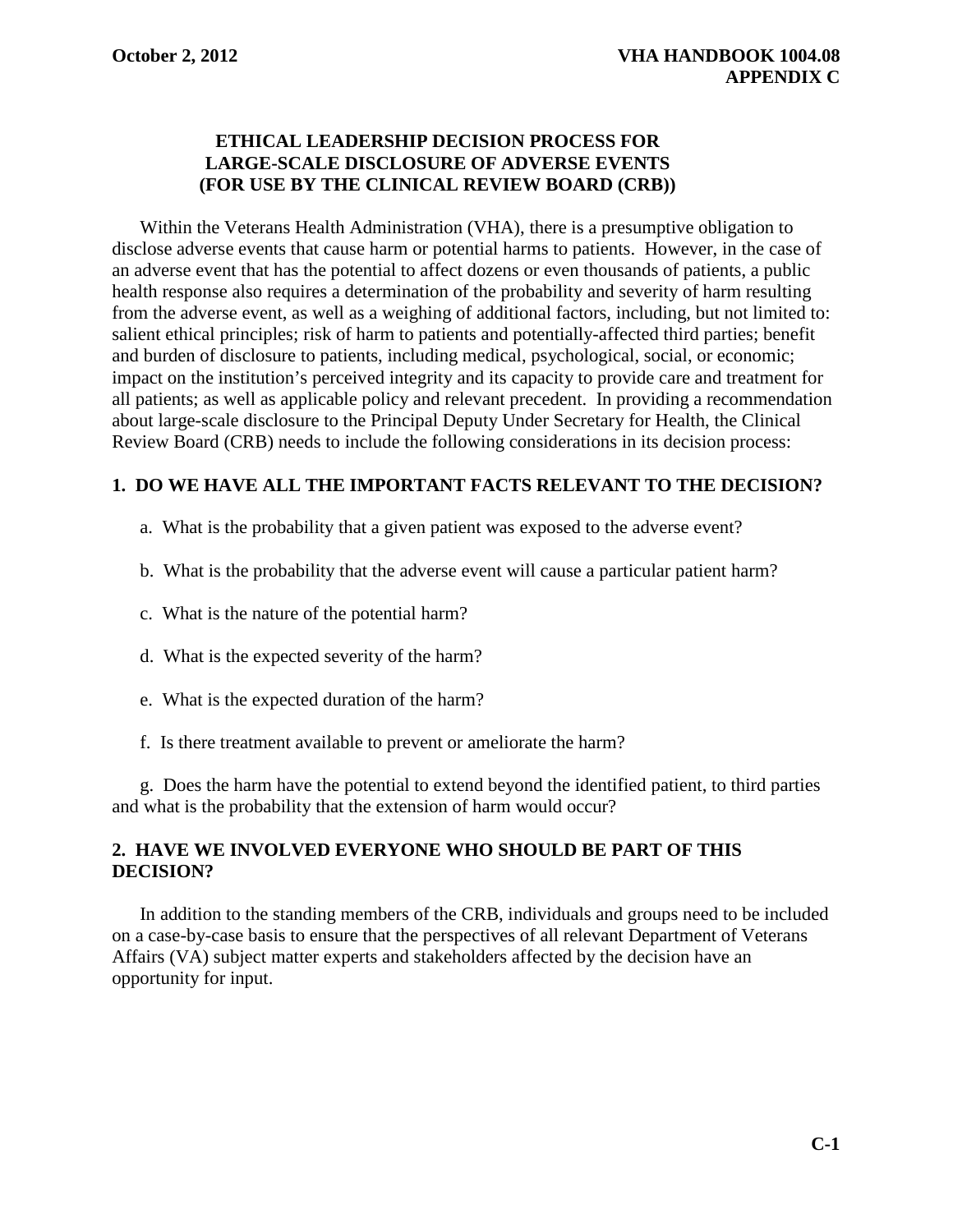# ETHICAL LEADERSHIP DECISION PROCESS FOR LARGE-SCALE DISCLOSURE OF ADVERSE EVENTS (FOR USE BY THE CLINICAL REVIEW BOARD (CRB))

Within the Veterans Health Administration (VHA), there is a presumptive obligation to disclose adverse events that cause harm or potential harms to patients. However, in the case of an adverse event that has the potential to affect dozens or even thousands of patients, a public health response also requires a determination of the probability and severity of harm resulting from the adverse event, as well as a weighing of additional factors, including, but not limited to: salient ethical principles; risk of harm to patients and potentially-affected third parties; benefit and burden of disclosure to patients, including medical, psychological, social, or economic; impact on the institution's perceived integrity and its capacity to provide care and treatment for all patients; as well as applicable policy and relevant precedent. In providing a recommendation about large-scale disclosure to the Principal Deputy Under Secretary for Health, the Clinical Review Board (CRB) needs to include the following considerations in its decision process:

## 1. DO WE HAVE ALL THE IMPORTANT FACTS RELEVANT TO THE DECISION?

a. What is the probability that a given patient was exposed to the adverse event?

b. What is the probability that the adverse event will cause a particular patient harm?

c. What is the nature of the potential harm?

d. What is the expected severity of the harm?

e. What is the expected duration of the harm?

f. Is there treatment available to prevent or ameliorate the harm?

g. Does the harm have the potential to extend beyond the identified patient, to third parties and what is the probability that the extension of harm would occur?

## 2. HAVE WE INVOLVED EVERYONE WHO SHOULD BE PART OF THIS DECISION?

In addition to the standing members of the CRB, individuals and groups need to be included on a case-by-case basis to ensure that the perspectives of all relevant Department of Veterans Affairs (VA) subject matter experts and stakeholders affected by the decision have an opportunity for input.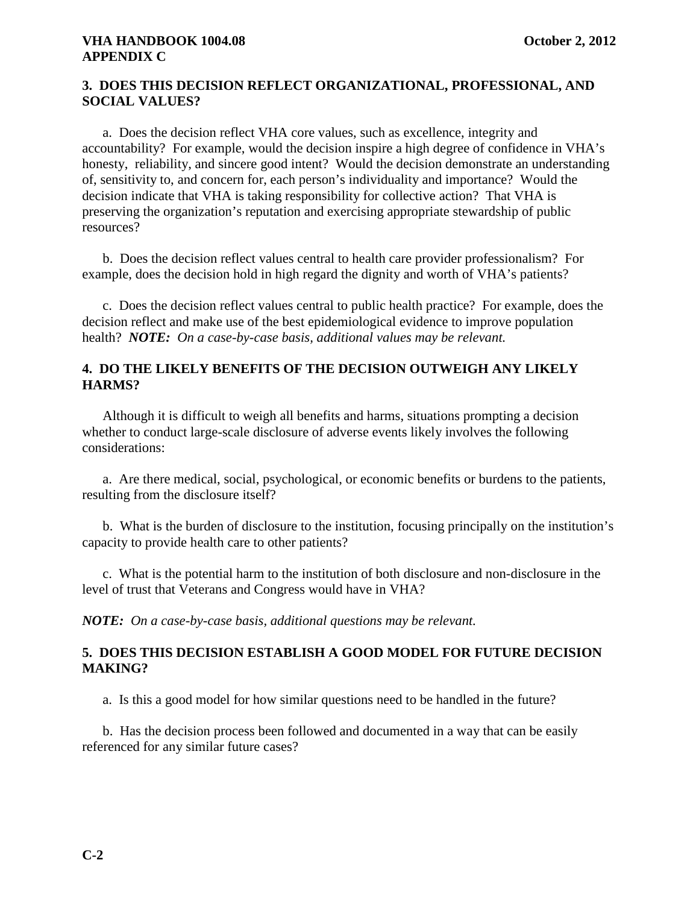## 3. DOES THIS DECISION REFLECT ORGANIZATIONAL, PROFESSIONAL, AND SOCIAL VALUES?

a. Does the decision reflect VHA core values, such as excellence, integrity and accountability? For example, would the decision inspire a high degree of confidence in VHA's honesty, reliability, and sincere good intent? Would the decision demonstrate an understanding of, sensitivity to, and concern for, each person's individuality and importance? Would the decision indicate that VHA is taking responsibility for collective action? That VHA is preserving the organization's reputation and exercising appropriate stewardship of public resources?

b. Does the decision reflect values central to health care provider professionalism? For example, does the decision hold in high regard the dignity and worth of VHA's patients?

c. Does the decision reflect values central to public health practice? For example, does the decision reflect and make use of the best epidemiological evidence to improve population health? ***NOTE:*** *On a case-by-case basis, additional values may be relevant.*

## 4. DO THE LIKELY BENEFITS OF THE DECISION OUTWEIGH ANY LIKELY HARMS?

Although it is difficult to weigh all benefits and harms, situations prompting a decision whether to conduct large-scale disclosure of adverse events likely involves the following considerations:

a. Are there medical, social, psychological, or economic benefits or burdens to the patients, resulting from the disclosure itself?

b. What is the burden of disclosure to the institution, focusing principally on the institution's capacity to provide health care to other patients?

c. What is the potential harm to the institution of both disclosure and non-disclosure in the level of trust that Veterans and Congress would have in VHA?

***NOTE:*** *On a case-by-case basis, additional questions may be relevant.*

## 5. DOES THIS DECISION ESTABLISH A GOOD MODEL FOR FUTURE DECISION MAKING?

a. Is this a good model for how similar questions need to be handled in the future?

b. Has the decision process been followed and documented in a way that can be easily referenced for any similar future cases?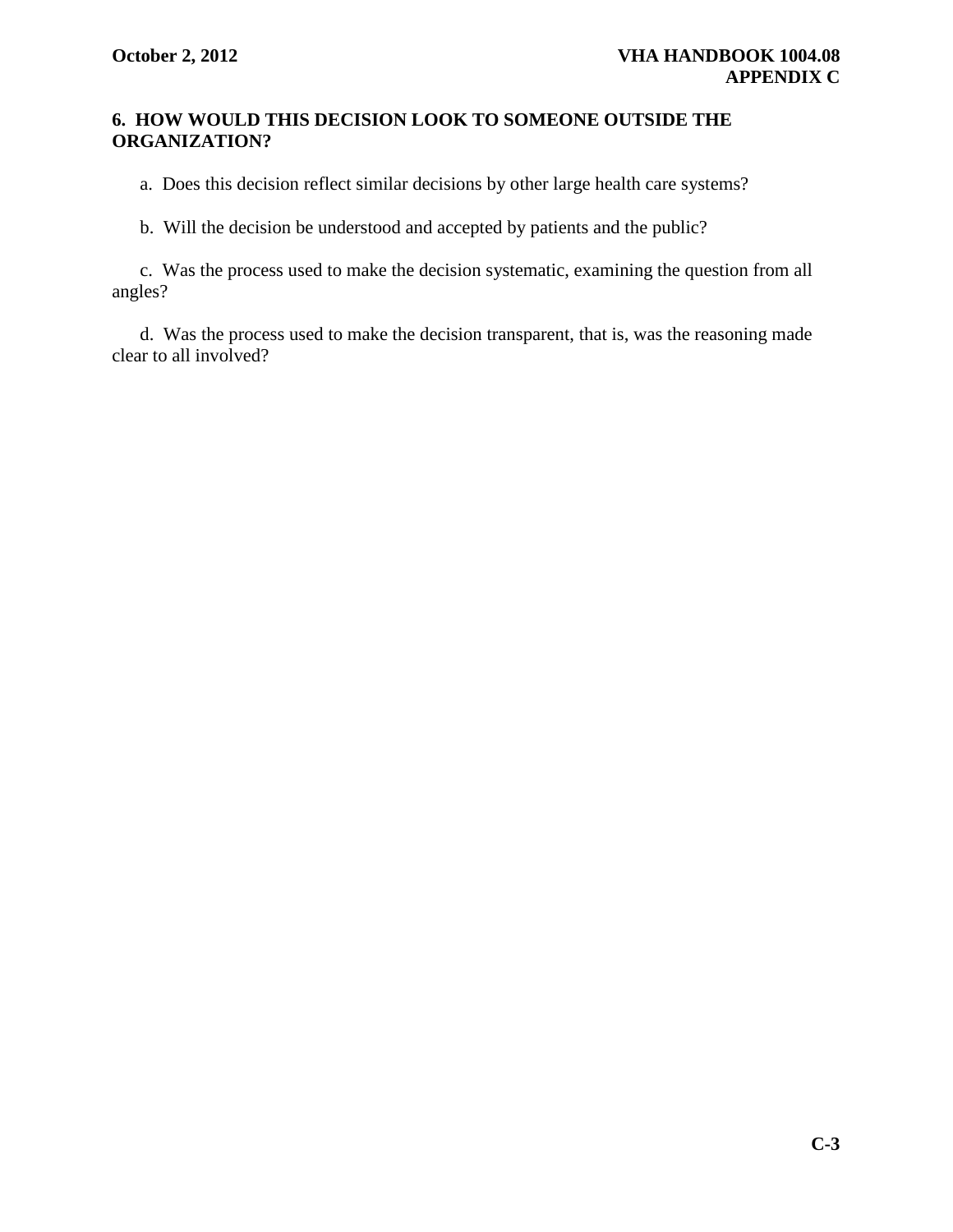## 6. HOW WOULD THIS DECISION LOOK TO SOMEONE OUTSIDE THE ORGANIZATION?

a. Does this decision reflect similar decisions by other large health care systems?

b. Will the decision be understood and accepted by patients and the public?

c. Was the process used to make the decision systematic, examining the question from all angles?

d. Was the process used to make the decision transparent, that is, was the reasoning made clear to all involved?